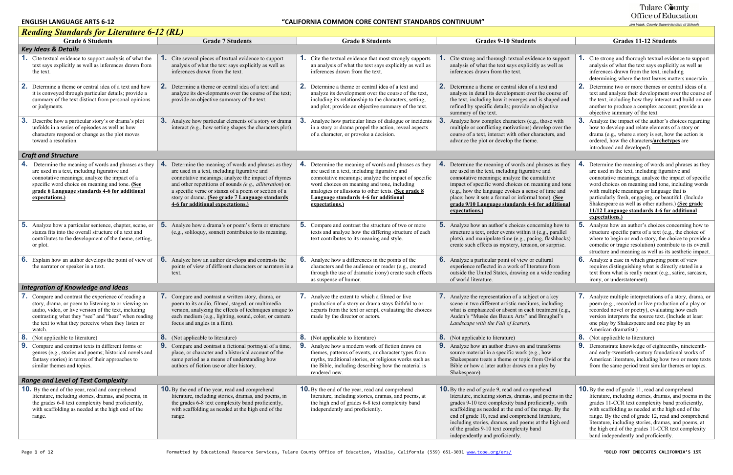**ENGLISH LANGUAGE ARTS 6-12** "CALIFORNIA COMMON CORE CONTENT STANDARDS CONTINUUM"

Tulare County Office of Education
*Jim Vidak, County Superintendent of Schools*

## *Reading Standards for Literature 6-12 (RL)*

| Grade 6 Students | Grade 7 Students | Grade 8 Students | Grades 9-10 Students | Grades 11-12 Students |
|---|---|---|---|---|
| ***Key Ideas & Details*** | | | | |
| **1.** Cite textual evidence to support analysis of what the text says explicitly as well as inferences drawn from the text. | **1.** Cite several pieces of textual evidence to support analysis of what the text says explicitly as well as inferences drawn from the text. | **1.** Cite the textual evidence that most strongly supports an analysis of what the text says explicitly as well as inferences drawn from the text. | **1.** Cite strong and thorough textual evidence to support analysis of what the text says explicitly as well as inferences drawn from the text. | **1.** Cite strong and thorough textual evidence to support analysis of what the text says explicitly as well as inferences drawn from the text, including determining where the text leaves matters uncertain. |
| **2.** Determine a theme or central idea of a text and how it is conveyed through particular details; provide a summary of the text distinct from personal opinions or judgments. | **2.** Determine a theme or central idea of a text and analyze its developments over the course of the text; provide an objective summary of the text. | **2.** Determine a theme or central idea of a text and analyze its development over the course of the text, including its relationship to the characters, setting, and plot; provide an objective summary of the text. | **2.** Determine a theme or central idea of a text and analyze in detail its development over the course of the text, including how it emerges and is shaped and refined by specific details; provide an objective summary of the text. | **2.** Determine two or more themes or central ideas of a text and analyze their development over the course of the text, including how they interact and build on one another to produce a complex account; provide an objective summary of the text. |
| **3.** Describe how a particular story's or drama's plot unfolds in a series of episodes as well as how characters respond or change as the plot moves toward a resolution. | **3.** Analyze how particular elements of a story or drama interact *(*e.g., how setting shapes the characters plot). | **3.** Analyze how particular lines of dialogue or incidents in a story or drama propel the action, reveal aspects of a character, or provoke a decision. | **3.** Analyze how complex characters (e.g., those with multiple or conflicting motivations) develop over the course of a text, interact with other characters, and advance the plot or develop the theme. | **3.** Analyze the impact of the author's choices regarding how to develop and relate elements of a story or drama (e.g., where a story is set, how the action is ordered, how the characters/**<u>archetypes</u>** are introduced and developed). |
| ***Craft and Structure*** | | | | |
| **4.** Determine the meaning of words and phrases as they are used in a text, including figurative and connotative meanings; analyze the impact of a specific word choice on meaning and tone. **<u>(See grade 6 Language standards 4-6 for additional expectations.)</u>** | **4.** Determine the meaning of words and phrases as they are used in a text, including figurative and connotative meanings; analyze the impact of rhymes and other repetitions of sounds *(e.g., alliteration)* on a specific verse or stanza of a poem or section of a story or drama. **<u>(See grade 7 Language standards 4-6 for additional expectations.)</u>** | **4.** Determine the meaning of words and phrases as they are used in a text, including figurative and connotative meanings; analyze the impact of specific word choices on meaning and tone, including analogies or allusions to other texts. **<u>(See grade 8 Language standards 4-6 for additional expectations.)</u>** | **4.** Determine the meaning of words and phrases as they are used in the text, including figurative and connotative meanings; analyze the cumulative impact of specific word choices on meaning and tone (e.g., how the language evokes a sense of time and place; how it sets a formal or informal tone). **<u>(See grade 9/10 Language standards 4-6 for additional expectations.)</u>** | **4.** Determine the meaning of words and phrases as they are used in the text, including figurative and connotative meanings; analyze the impact of specific word choices on meaning and tone, including words with multiple meanings or language that is particularly fresh, engaging, or beautiful. (Include Shakespeare as well as other authors.) **<u>(See grade 11/12 Language standards 4-6 for additional expectations.)</u>** |
| **5.** Analyze how a particular sentence, chapter, scene, or stanza fits into the overall structure of a text and contributes to the development of the theme, setting, or plot. | **5.** Analyze how a drama's or poem's form or structure (e.g., soliloquy, sonnet) contributes to its meaning. | **5.** Compare and contrast the structure of two or more texts and analyze how the differing structure of each text contributes to its meaning and style. | **5.** Analyze how an author's choices concerning how to structure a text, order events within it (e.g., parallel plots), and manipulate time (e.g., pacing, flashbacks) create such effects as mystery, tension, or surprise. | **5.** Analyze how an author's choices concerning how to structure specific parts of a text (e.g., the choice of where to begin or end a story, the choice to provide a comedic or tragic resolution) contribute to its overall structure and meaning as well as its aesthetic impact. |
| **6.** Explain how an author develops the point of view of the narrator or speaker in a text. | **6.** Analyze how an author develops and contrasts the points of view of different characters or narrators in a text. | **6.** Analyze how a differences in the points of the characters and the audience or reader (e.g., created through the use of dramatic irony) create such effects as suspense of humor. | **6.** Analyze a particular point of view or cultural experience reflected in a work of literature from outside the United States, drawing on a wide reading of world literature. | **6.** Analyze a case in which grasping point of view requires distinguishing what is directly stated in a text from what is really meant (e.g., satire, sarcasm, irony, or understatement). |
| ***Integration of Knowledge and Ideas*** | | | | |
| **7.** Compare and contrast the experience of reading a story, drama, or poem to listening to or viewing an audio, video, or live version of the text, including contrasting what they "see" and "hear" when reading the text to what they perceive when they listen or watch. | **7.** Compare and contrast a written story, drama, or poem to its audio, filmed, staged, or multimedia version, analyzing the effects of techniques unique to each medium (e.g., lighting, sound, color, or camera focus and angles in a film). | **7.** Analyze the extent to which a filmed or live production of a story or drama stays faithful to or departs from the text or script, evaluating the choices made by the director or actors. | **7.** Analyze the representation of a subject or a key scene in two different artistic mediums, including what is emphasized or absent in each treatment (e.g., Auden's "Musée des Beaux Arts" and Breughel's *Landscape with the Fall of Icarus*). | **7.** Analyze multiple interpretations of a story, drama, or poem (e.g., recorded or live production of a play or recorded novel or poetry), evaluating how each version interprets the source text. (Include at least one play by Shakespeare and one play by an American dramatist.) |
| **8.** (Not applicable to literature) | **8.** (Not applicable to literature) | **8.** (Not applicable to literature) | **8.** (Not applicable to literature) | **8.** (Not applicable to literature) |
| **9.** Compare and contrast texts in different forms or genres (e.g., stories and poems; historical novels and fantasy stories) in terms of their approaches to similar themes and topics. | **9.** Compare and contrast a fictional portrayal of a time, place, or character and a historical account of the same period as a means of understanding how authors of fiction use or alter history. | **9.** Analyze how a modern work of fiction draws on themes, patterns of events, or character types from myths, traditional stories, or religious works such as the Bible, including describing how the material is rendered new. | **9.** Analyze how an author draws on and transforms source material in a specific work (e.g., how Shakespeare treats a theme or topic from Ovid or the Bible or how a later author draws on a play by Shakespeare). | **9.** Demonstrate knowledge of eighteenth-, nineteenth- and early-twentieth-century foundational works of American literature, including how two or more texts from the same period treat similar themes or topics. |
| ***Range and Level of Text Complexity*** | | | | |
| **10.** By the end of the year, read and comprehend literature, including stories, dramas, and poems, in the grades 6-8 text complexity band proficiently, with scaffolding as needed at the high end of the range. | **10.** By the end of the year, read and comprehend literature, including stories, dramas, and poems, in the grades 6-8 text complexity band proficiently, with scaffolding as needed at the high end of the range. | **10.** By the end of the year, read and comprehend literature, including stories, dramas, and poems, at the high end of grades 6-8 text complexity band independently and proficiently. | **10.** By the end of grade 9, read and comprehend literature, including stories, dramas, and poems in the grades 9-10 text complexity band proficiently, with scaffolding as needed at the end of the range. By the end of grade 10, read and comprehend literature, including stories, dramas, and poems at the high end of the grades 9-10 text complexity band independently and proficiently. | **10.** By the end of grade 11, read and comprehend literature, including stories, dramas, and poems in the grades 11-CCR text complexity band proficiently, with scaffolding as needed at the high end of the range. By the end of grade 12, read and comprehend literature, including stories, dramas, and poems, at the high end of the grades 11-CCR text complexity band independently and proficiently. |

Formatted by Educational Resource Services, Tulare County Office of Education, Visalia, California (559) 651-3031 www.tcoe.org/ers/

***BOLD FONT INDICATES CALIFORNIA'S 15%**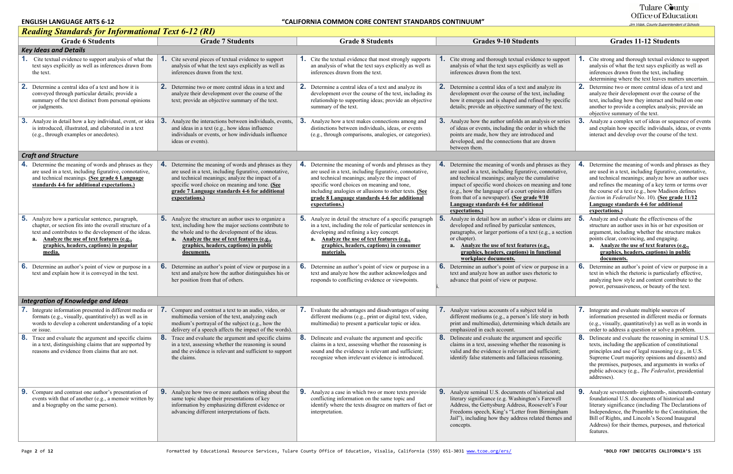**ENGLISH LANGUAGE ARTS 6-12** **"CALIFORNIA COMMON CORE CONTENT STANDARDS CONTINUUM"**

## *Reading Standards for Informational Text 6-12 (RI)*

| Grade 6 Students | Grade 7 Students | Grade 8 Students | Grades 9-10 Students | Grades 11-12 Students |
|---|---|---|---|---|
| ***Key Ideas and Details*** | | | | |
| **1.** Cite textual evidence to support analysis of what the text says explicitly as well as inferences drawn from the text. | **1.** Cite several pieces of textual evidence to support analysis of what the text says explicitly as well as inferences drawn from the text. | **1.** Cite the textual evidence that most strongly supports an analysis of what the text says explicitly as well as inferences drawn from the text. | **1.** Cite strong and thorough textual evidence to support analysis of what the text says explicitly as well as inferences drawn from the text. | **1.** Cite strong and thorough textual evidence to support analysis of what the text says explicitly as well as inferences drawn from the text, including determining where the text leaves matters uncertain. |
| **2.** Determine a central idea of a text and how it is conveyed through particular details; provide a summary of the text distinct from personal opinions or judgments. | **2.** Determine two or more central ideas in a text and analyze their development over the course of the text; provide an objective summary of the text. | **2.** Determine a central idea of a text and analyze its development over the course of the text, including its relationship to supporting ideas; provide an objective summary of the text. | **2.** Determine a central idea of a text and analyze its development over the course of the text, including how it emerges and is shaped and refined by specific details; provide an objective summary of the text. | **2.** Determine two or more central ideas of a text and analyze their development over the course of the text, including how they interact and build on one another to provide a complex analysis; provide an objective summary of the text. |
| **3.** Analyze in detail how a key individual, event, or idea is introduced, illustrated, and elaborated in a text (e.g., through examples or anecdotes). | **3.** Analyze the interactions between individuals, events, and ideas in a text (e.g., how ideas influence individuals or events, or how individuals influence ideas or events). | **3.** Analyze how a text makes connections among and distinctions between individuals, ideas, or events (e.g., through comparisons, analogies, or categories). | **3.** Analyze how the author unfolds an analysis or series of ideas or events, including the order in which the points are made, how they are introduced and developed, and the connections that are drawn between them. | **3.** Analyze a complex set of ideas or sequence of events and explain how specific individuals, ideas, or events interact and develop over the course of the text. |
| ***Craft and Structure*** | | | | |
| **4.** Determine the meaning of words and phrases as they are used in a text, including figurative, connotative, and technical meanings. **(See grade 6 Language standards 4-6 for additional expectations.)** | **4.** Determine the meaning of words and phrases as they are used in a text, including figurative, connotative, and technical meanings; analyze the impact of a specific word choice on meaning and tone. **(See grade 7 Language standards 4-6 for additional expectations.)** | **4.** Determine the meaning of words and phrases as they are used in a text, including figurative, connotative, and technical meanings; analyze the impact of specific word choices on meaning and tone, including analogies or allusions to other texts. **(See grade 8 Language standards 4-6 for additional expectations.)** | **4.** Determine the meaning of words and phrases as they are used in a text, including figurative, connotative, and technical meanings; analyze the cumulative impact of specific word choices on meaning and tone (e.g., how the language of a court opinion differs from that of a newspaper). **(See grade 9/10 Language standards 4-6 for additional expectations.)** | **4.** Determine the meaning of words and phrases as they are used in a text, including figurative, connotative, and technical meanings; analyze how an author uses and refines the meaning of a key term or terms over the course of a text (e.g., how Madison defines *faction* in *Federalist* No. 10). **(See grade 11/12 Language standards 4-6 for additional expectations.)** |
| **5.** Analyze how a particular sentence, paragraph, chapter, or section fits into the overall structure of a text and contributes to the development of the ideas. **a. Analyze the use of text features (e.g., graphics, headers, captions) in popular media.** | **5.** Analyze the structure an author uses to organize a text, including how the major sections contribute to the whole and to the development of the ideas. **a. Analyze the use of text features (e.g., graphics, headers, captions) in public documents.** | **5.** Analyze in detail the structure of a specific paragraph in a text, including the role of particular sentences in developing and refining a key concept. **a. Analyze the use of text features (e.g., graphics, headers, captions) in consumer materials.** | **5.** Analyze in detail how an author's ideas or claims are developed and refined by particular sentences, paragraphs, or larger portions of a text (e.g., a section or chapter). **a. Analyze the use of text features (e.g., graphics, headers, captions) in functional workplace documents.** | **5.** Analyze and evaluate the effectiveness of the structure an author uses in his or her exposition or argument, including whether the structure makes points clear, convincing, and engaging. **a. Analyze the use of text features (e.g., graphics, headers, captions) in public documents.** |
| **6.** Determine an author's point of view or purpose in a text and explain how it is conveyed in the text. | **6.** Determine an author's point of view or purpose in a text and analyze how the author distinguishes his or her position from that of others. | **6.** Determine an author's point of view or purpose in a text and analyze how the author acknowledges and responds to conflicting evidence or viewpoints. | **6.** Determine an author's point of view or purpose in a text and analyze how an author uses rhetoric to advance that point of view or purpose. | **6.** Determine an author's point of view or purpose in a text in which the rhetoric is particularly effective, analyzing how style and content contribute to the power, persuasiveness, or beauty of the text. |
| ***Integration of Knowledge and Ideas*** | | | | |
| **7.** Integrate information presented in different media or formats (e.g., visually, quantitatively) as well as in words to develop a coherent understanding of a topic or issue. | **7.** Compare and contrast a text to an audio, video, or multimedia version of the text, analyzing each medium's portrayal of the subject (e.g., how the delivery of a speech affects the impact of the words). | **7.** Evaluate the advantages and disadvantages of using different mediums (e.g., print or digital text, video, multimedia) to present a particular topic or idea. | **7.** Analyze various accounts of a subject told in different mediums (e.g., a person's life story in both print and multimedia), determining which details are emphasized in each account. | **7.** Integrate and evaluate multiple sources of information presented in different media or formats (e.g., visually, quantitatively) as well as in words in order to address a question or solve a problem. |
| **8.** Trace and evaluate the argument and specific claims in a text, distinguishing claims that are supported by reasons and evidence from claims that are not. | **8.** Trace and evaluate the argument and specific claims in a text, assessing whether the reasoning is sound and the evidence is relevant and sufficient to support the claims. | **8.** Delineate and evaluate the argument and specific claims in a text, assessing whether the reasoning is sound and the evidence is relevant and sufficient; recognize when irrelevant evidence is introduced. | **8.** Delineate and evaluate the argument and specific claims in a text, assessing whether the reasoning is valid and the evidence is relevant and sufficient; identify false statements and fallacious reasoning. | **8.** Delineate and evaluate the reasoning in seminal U.S. texts, including the application of constitutional principles and use of legal reasoning (e.g., in U.S. Supreme Court majority opinions and dissents) and the premises, purposes, and arguments in works of public advocacy (e.g., *The Federalist*, presidential addresses). |
| **9.** Compare and contrast one author's presentation of events with that of another (e.g., a memoir written by and a biography on the same person). | **9.** Analyze how two or more authors writing about the same topic shape their presentations of key information by emphasizing different evidence or advancing different interpretations of facts. | **9.** Analyze a case in which two or more texts provide conflicting information on the same topic and identify where the texts disagree on matters of fact or interpretation. | **9.** Analyze seminal U.S. documents of historical and literary significance (e.g. Washington's Farewell Address, the Gettysburg Address, Roosevelt's Four Freedoms speech, King's "Letter from Birmingham Jail"), including how they address related themes and concepts. | **9.** Analyze seventeenth- eighteenth-, nineteenth-century foundational U.S. documents of historical and literary significance (including The Declarations of Independence, the Preamble to the Constitution, the Bill of Rights, and Lincoln's Second Inaugural Address) for their themes, purposes, and rhetorical features. |

*BOLD FONT INDICATES CALIFORNIA'S 15%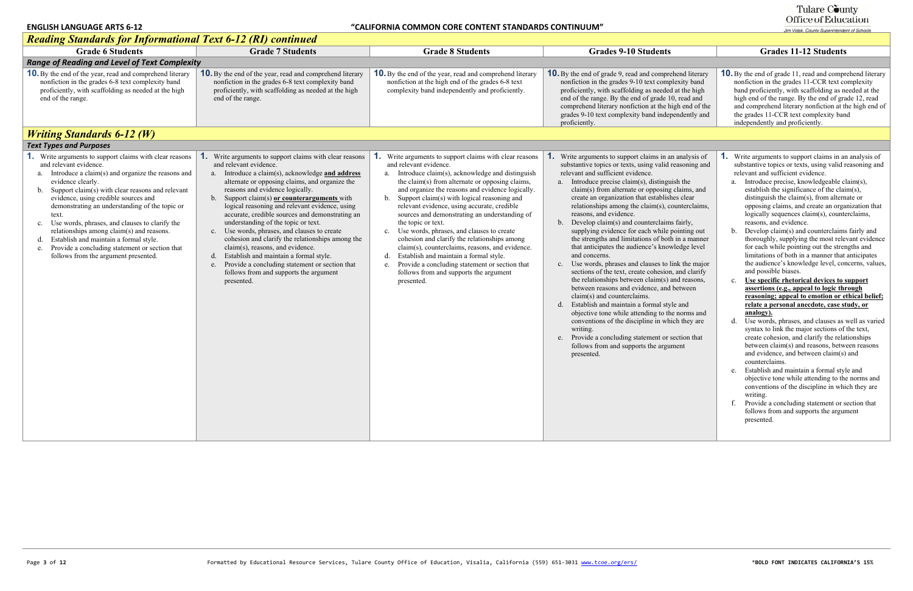ENGLISH LANGUAGE ARTS 6-12 — "CALIFORNIA COMMON CORE CONTENT STANDARDS CONTINUUM"

## *Reading Standards for Informational Text 6-12 (RI) continued*

| Grade 6 Students | Grade 7 Students | Grade 8 Students | Grades 9-10 Students | Grades 11-12 Students |
|---|---|---|---|---|
| ***Range of Reading and Level of Text Complexity*** | | | | |
| **10.** By the end of the year, read and comprehend literary nonfiction in the grades 6-8 text complexity band proficiently, with scaffolding as needed at the high end of the range. | **10.** By the end of the year, read and comprehend literary nonfiction in the grades 6-8 text complexity band proficiently, with scaffolding as needed at the high end of the range. | **10.** By the end of the year, read and comprehend literary nonfiction at the high end of the grades 6-8 text complexity band independently and proficiently. | **10.** By the end of grade 9, read and comprehend literary nonfiction in the grades 9-10 text complexity band proficiently, with scaffolding as needed at the high end of the range. By the end of grade 10, read and comprehend literary nonfiction at the high end of the grades 9-10 text complexity band independently and proficiently. | **10.** By the end of grade 11, read and comprehend literary nonfiction in the grades 11-CCR text complexity band proficiently, with scaffolding as needed at the high end of the range. By the end of grade 12, read and comprehend literary nonfiction at the high end of the grades 11-CCR text complexity band independently and proficiently. |

## *Writing Standards 6-12 (W)*

| Grade 6 Students | Grade 7 Students | Grade 8 Students | Grades 9-10 Students | Grades 11-12 Students |
|---|---|---|---|---|
| ***Text Types and Purposes*** | | | | |
| **1.** Write arguments to support claims with clear reasons and relevant evidence.<br>a. Introduce a claim(s) and organize the reasons and evidence clearly.<br>b. Support claim(s) with clear reasons and relevant evidence, using credible sources and demonstrating an understanding of the topic or text.<br>c. Use words, phrases, and clauses to clarify the relationships among claim(s) and reasons.<br>d. Establish and maintain a formal style.<br>e. Provide a concluding statement or section that follows from the argument presented. | **1.** Write arguments to support claims with clear reasons and relevant evidence.<br>a. Introduce a claim(s), acknowledge **and address** alternate or opposing claims, and organize the reasons and evidence logically.<br>b. Support claim(s) **or counterarguments** with logical reasoning and relevant evidence, using accurate, credible sources and demonstrating an understanding of the topic or text.<br>c. Use words, phrases, and clauses to create cohesion and clarify the relationships among the claim(s), reasons, and evidence.<br>d. Establish and maintain a formal style.<br>e. Provide a concluding statement or section that follows from and supports the argument presented. | **1.** Write arguments to support claims with clear reasons and relevant evidence.<br>a. Introduce claim(s), acknowledge and distinguish the claim(s) from alternate or opposing claims, and organize the reasons and evidence logically.<br>b. Support claim(s) with logical reasoning and relevant evidence, using accurate, credible sources and demonstrating an understanding of the topic or text.<br>c. Use words, phrases, and clauses to create cohesion and clarify the relationships among claim(s), counterclaims, reasons, and evidence.<br>d. Establish and maintain a formal style.<br>e. Provide a concluding statement or section that follows from and supports the argument presented. | **1.** Write arguments to support claims in an analysis of substantive topics or texts, using valid reasoning and relevant and sufficient evidence.<br>a. Introduce precise claim(s), distinguish the claim(s) from alternate or opposing claims, and create an organization that establishes clear relationships among the claim(s), counterclaims, reasons, and evidence.<br>b. Develop claim(s) and counterclaims fairly, supplying evidence for each while pointing out the strengths and limitations of both in a manner that anticipates the audience's knowledge level and concerns.<br>c. Use words, phrases and clauses to link the major sections of the text, create cohesion, and clarify the relationships between claim(s) and reasons, between reasons and evidence, and between claim(s) and counterclaims.<br>d. Establish and maintain a formal style and objective tone while attending to the norms and conventions of the discipline in which they are writing.<br>e. Provide a concluding statement or section that follows from and supports the argument presented. | **1.** Write arguments to support claims in an analysis of substantive topics or texts, using valid reasoning and relevant and sufficient evidence.<br>a. Introduce precise, knowledgeable claim(s), establish the significance of the claim(s), distinguish the claim(s), from alternate or opposing claims, and create an organization that logically sequences claim(s), counterclaims, reasons, and evidence.<br>b. Develop claim(s) and counterclaims fairly and thoroughly, supplying the most relevant evidence for each while pointing out the strengths and limitations of both in a manner that anticipates the audience's knowledge level, concerns, values, and possible biases.<br>c. **Use specific rhetorical devices to support assertions (e.g., appeal to logic through reasoning; appeal to emotion or ethical belief; relate a personal anecdote, case study, or analogy).**<br>d. Use words, phrases, and clauses as well as varied syntax to link the major sections of the text, create cohesion, and clarify the relationships between claim(s) and reasons, between reasons and evidence, and between claim(s) and counterclaims.<br>e. Establish and maintain a formal style and objective tone while attending to the norms and conventions of the discipline in which they are writing.<br>f. Provide a concluding statement or section that follows from and supports the argument presented. |

*BOLD FONT INDICATES CALIFORNIA'S 15%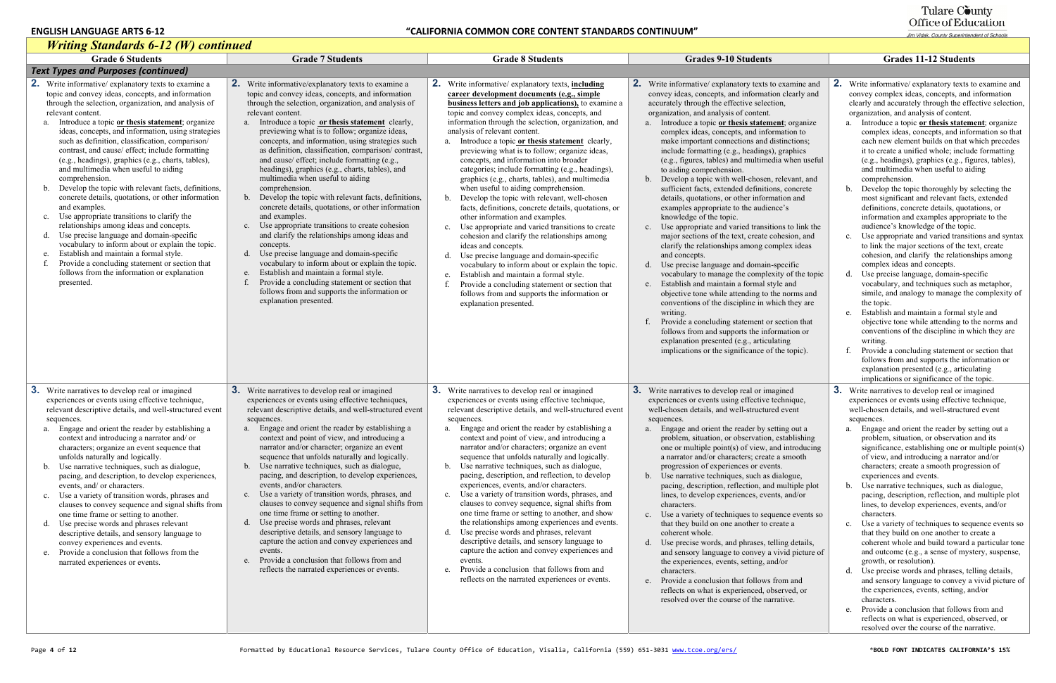ENGLISH LANGUAGE ARTS 6-12 — "CALIFORNIA COMMON CORE CONTENT STANDARDS CONTINUUM"

## *Writing Standards 6-12 (W) continued*

| Grade 6 Students | Grade 7 Students | Grade 8 Students | Grades 9-10 Students | Grades 11-12 Students |
|---|---|---|---|---|
| ***Text Types and Purposes (continued)*** | | | | |
| **2.** Write informative/ explanatory texts to examine a topic and convey ideas, concepts, and information through the selection, organization, and analysis of relevant content.<br>a. Introduce a topic **or thesis statement**; organize ideas, concepts, and information, using strategies such as definition, classification, comparison/ contrast, and cause/ effect; include formatting (e.g., headings), graphics (e.g., charts, tables), and multimedia when useful to aiding comprehension.<br>b. Develop the topic with relevant facts, definitions, concrete details, quotations, or other information and examples.<br>c. Use appropriate transitions to clarify the relationships among ideas and concepts.<br>d. Use precise language and domain-specific vocabulary to inform about or explain the topic.<br>e. Establish and maintain a formal style.<br>f. Provide a concluding statement or section that follows from the information or explanation presented. | **2.** Write informative/explanatory texts to examine a topic and convey ideas, concepts, and information through the selection, organization, and analysis of relevant content.<br>a. Introduce a topic **or thesis statement** clearly, previewing what is to follow; organize ideas, concepts, and information, using strategies such as definition, classification, comparison/ contrast, and cause/ effect; include formatting (e.g., headings), graphics (e.g., charts, tables), and multimedia when useful to aiding comprehension.<br>b. Develop the topic with relevant facts, definitions, concrete details, quotations, or other information and examples.<br>c. Use appropriate transitions to create cohesion and clarify the relationships among ideas and concepts.<br>d. Use precise language and domain-specific vocabulary to inform about or explain the topic.<br>e. Establish and maintain a formal style.<br>f. Provide a concluding statement or section that follows from and supports the information or explanation presented. | **2.** Write informative/ explanatory texts, **including career development documents (e.g., simple business letters and job applications),** to examine a topic and convey complex ideas, concepts, and information through the selection, organization, and analysis of relevant content.<br>a. Introduce a topic **or thesis statement** clearly, previewing what is to follow; organize ideas, concepts, and information into broader categories; include formatting (e.g., headings), graphics (e.g., charts, tables), and multimedia when useful to aiding comprehension.<br>b. Develop the topic with relevant, well-chosen facts, definitions, concrete details, quotations, or other information and examples.<br>c. Use appropriate and varied transitions to create cohesion and clarify the relationships among ideas and concepts.<br>d. Use precise language and domain-specific vocabulary to inform about or explain the topic.<br>e. Establish and maintain a formal style.<br>f. Provide a concluding statement or section that follows from and supports the information or explanation presented. | **2.** Write informative/ explanatory texts to examine and convey ideas, concepts, and information clearly and accurately through the effective selection, organization, and analysis of content.<br>a. Introduce a topic **or thesis statement**; organize complex ideas, concepts, and information to make important connections and distinctions; include formatting (e.g., headings), graphics (e.g., figures, tables) and multimedia when useful to aiding comprehension.<br>b. Develop the topic with well-chosen, relevant, and sufficient facts, extended definitions, concrete details, quotations, or other information and examples appropriate to the audience's knowledge of the topic.<br>c. Use appropriate and varied transitions to link the major sections of the text, create cohesion, and clarify the relationships among complex ideas and concepts.<br>d. Use precise language and domain-specific vocabulary to manage the complexity of the topic<br>e. Establish and maintain a formal style and objective tone while attending to the norms and conventions of the discipline in which they are writing.<br>f. Provide a concluding statement or section that follows from and supports the information or explanation presented (e.g., articulating implications or the significance of the topic). | **2.** Write informative/ explanatory texts to examine and convey complex ideas, concepts, and information clearly and accurately through the effective selection, organization, and analysis of content.<br>a. Introduce a topic **or thesis statement**; organize complex ideas, concepts, and information so that each new element builds on that which precedes it to create a unified whole; include formatting (e.g., headings), graphics (e.g., figures, tables), and multimedia when useful to aiding comprehension.<br>b. Develop the topic thoroughly by selecting the most significant and relevant facts, extended definitions, concrete details, quotations, or information and examples appropriate to the audience's knowledge of the topic.<br>c. Use appropriate and varied transitions and syntax to link the major sections of the text, create cohesion, and clarify the relationships among complex ideas and concepts.<br>d. Use precise language, domain-specific vocabulary, and techniques such as metaphor, simile, and analogy to manage the complexity of the topic.<br>e. Establish and maintain a formal style and objective tone while attending to the norms and conventions of the discipline in which they are writing.<br>f. Provide a concluding statement or section that follows from and supports the information or explanation presented (e.g., articulating implications or significance of the topic. |
| **3.** Write narratives to develop real or imagined experiences or events using effective technique, relevant descriptive details, and well-structured event sequences.<br>a. Engage and orient the reader by establishing a context and introducing a narrator and/ or characters; organize an event sequence that unfolds naturally and logically.<br>b. Use narrative techniques, such as dialogue, pacing, and description, to develop experiences, events, and/ or characters.<br>c. Use a variety of transition words, phrases and clauses to convey sequence and signal shifts from one time frame or setting to another.<br>d. Use precise words and phrases relevant descriptive details, and sensory language to convey experiences and events.<br>e. Provide a conclusion that follows from the narrated experiences or events. | **3.** Write narratives to develop real or imagined experiences or events using effective techniques, relevant descriptive details, and well-structured event sequences.<br>a. Engage and orient the reader by establishing a context and point of view, and introducing a narrator and/or character; organize an event sequence that unfolds naturally and logically.<br>b. Use narrative techniques, such as dialogue, pacing, and description, to develop experiences, events, and/or characters.<br>c. Use a variety of transition words, phrases, and clauses to convey sequence and signal shifts from one time frame or setting to another.<br>d. Use precise words and phrases, relevant descriptive details, and sensory language to capture the action and convey experiences and events.<br>e. Provide a conclusion that follows from and reflects the narrated experiences or events. | **3.** Write narratives to develop real or imagined experiences or events using effective technique, relevant descriptive details, and well-structured event sequences.<br>a. Engage and orient the reader by establishing a context and point of view, and introducing a narrator and/or characters; organize an event sequence that unfolds naturally and logically.<br>b. Use narrative techniques, such as dialogue, pacing, description, and reflection, to develop experiences, events, and/or characters.<br>c. Use a variety of transition words, phrases, and clauses to convey sequence, signal shifts from one time frame or setting to another, and show the relationships among experiences and events.<br>d. Use precise words and phrases, relevant descriptive details, and sensory language to capture the action and convey experiences and events.<br>e. Provide a conclusion that follows from and reflects on the narrated experiences or events. | **3.** Write narratives to develop real or imagined experiences or events using effective technique, well-chosen details, and well-structured event sequences.<br>a. Engage and orient the reader by setting out a problem, situation, or observation, establishing one or multiple point(s) of view, and introducing a narrator and/or characters; create a smooth progression of experiences or events.<br>b. Use narrative techniques, such as dialogue, pacing, description, reflection, and multiple plot lines, to develop experiences, events, and/or characters.<br>c. Use a variety of techniques to sequence events so that they build on one another to create a coherent whole.<br>d. Use precise words, and phrases, telling details, and sensory language to convey a vivid picture of the experiences, events, setting, and/or characters.<br>e. Provide a conclusion that follows from and reflects on what is experienced, observed, or resolved over the course of the narrative. | **3.** Write narratives to develop real or imagined experiences or events using effective technique, well-chosen details, and well-structured event sequences.<br>a. Engage and orient the reader by setting out a problem, situation, or observation and its significance, establishing one or multiple point(s) of view, and introducing a narrator and/or characters; create a smooth progression of experiences and events.<br>b. Use narrative techniques, such as dialogue, pacing, description, reflection, and multiple plot lines, to develop experiences, events, and/or characters.<br>c. Use a variety of techniques to sequence events so that they build on one another to create a coherent whole and build toward a particular tone and outcome (e.g., a sense of mystery, suspense, growth, or resolution).<br>d. Use precise words and phrases, telling details, and sensory language to convey a vivid picture of the experiences, events, setting, and/or characters.<br>e. Provide a conclusion that follows from and reflects on what is experienced, observed, or resolved over the course of the narrative. |

*BOLD FONT INDICATES CALIFORNIA'S 15%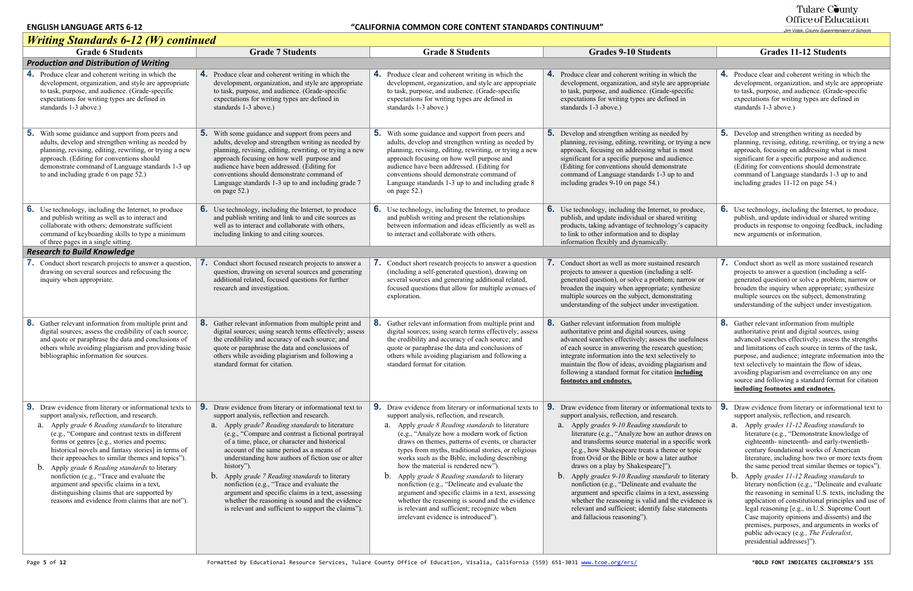## Writing Standards 6-12 (W) continued

| Grade 6 Students | Grade 7 Students | Grade 8 Students | Grades 9-10 Students | Grades 11-12 Students |
|---|---|---|---|---|
| ***Production and Distribution of Writing*** | | | | |
| **4.** Produce clear and coherent writing in which the development, organization, and style are appropriate to task, purpose, and audience. (Grade-specific expectations for writing types are defined in standards 1-3 above.) | **4.** Produce clear and coherent writing in which the development, organization, and style are appropriate to task, purpose, and audience. (Grade-specific expectations for writing types are defined in standards 1-3 above.) | **4.** Produce clear and coherent writing in which the development, organization, and style are appropriate to task, purpose, and audience. (Grade-specific expectations for writing types are defined in standards 1-3 above.) | **4.** Produce clear and coherent writing in which the development, organization, and style are appropriate to task, purpose, and audience. (Grade-specific expectations for writing types are defined in standards 1-3 above.) | **4.** Produce clear and coherent writing in which the development, organization, and style are appropriate to task, purpose, and audience. (Grade-specific expectations for writing types are defined in standards 1-3 above.) |
| **5.** With some guidance and support from peers and adults, develop and strengthen writing as needed by planning, revising, editing, rewriting, or trying a new approach. (Editing for conventions should demonstrate command of Language standards 1-3 up to and including grade 6 on page 52.) | **5.** With some guidance and support from peers and adults, develop and strengthen writing as needed by planning, revising, editing, rewriting, or trying a new approach focusing on how well purpose and audience have been addressed. (Editing for conventions should demonstrate command of Language standards 1-3 up to and including grade 7 on page 52.) | **5.** With some guidance and support from peers and adults, develop and strengthen writing as needed by planning, revising, editing, rewriting, or trying a new approach focusing on how well purpose and audience have been addressed. (Editing for conventions should demonstrate command of Language standards 1-3 up to and including grade 8 on page 52.) | **5.** Develop and strengthen writing as needed by planning, revising, editing, rewriting, or trying a new approach, focusing on addressing what is most significant for a specific purpose and audience. (Editing for conventions should demonstrate command of Language standards 1-3 up to and including grades 9-10 on page 54.) | **5.** Develop and strengthen writing as needed by planning, revising, editing, rewriting, or trying a new approach, focusing on addressing what is most significant for a specific purpose and audience. (Editing for conventions should demonstrate command of Language standards 1-3 up to and including grades 11-12 on page 54.) |
| **6.** Use technology, including the Internet, to produce and publish writing as well as to interact and collaborate with others; demonstrate sufficient command of keyboarding skills to type a minimum of three pages in a single sitting. | **6.** Use technology, including the Internet, to produce and publish writing and link to and cite sources as well as to interact and collaborate with others, including linking to and citing sources. | **6.** Use technology, including the Internet, to produce and publish writing and present the relationships between information and ideas efficiently as well as to interact and collaborate with others. | **6.** Use technology, including the Internet, to produce, publish, and update individual or shared writing products, taking advantage of technology's capacity to link to other information and to display information flexibly and dynamically. | **6.** Use technology, including the Internet, to produce, publish, and update individual or shared writing products in response to ongoing feedback, including new arguments or information. |
| ***Research to Build Knowledge*** | | | | |
| **7.** Conduct short research projects to answer a question, drawing on several sources and refocusing the inquiry when appropriate. | **7.** Conduct short focused research projects to answer a question, drawing on several sources and generating additional related, focused questions for further research and investigation. | **7.** Conduct short research projects to answer a question (including a self-generated question), drawing on several sources and generating additional related, focused questions that allow for multiple avenues of exploration. | **7.** Conduct short as well as more sustained research projects to answer a question (including a self-generated question), or solve a problem; narrow or broaden the inquiry when appropriate; synthesize multiple sources on the subject, demonstrating understanding of the subject under investigation. | **7.** Conduct short as well as more sustained research projects to answer a question (including a self-generated question) or solve a problem; narrow or broaden the inquiry when appropriate; synthesize multiple sources on the subject, demonstrating understanding of the subject under investigation. |
| **8.** Gather relevant information from multiple print and digital sources; assess the credibility of each source; and quote or paraphrase the data and conclusions of others while avoiding plagiarism and providing basic bibliographic information for sources. | **8.** Gather relevant information from multiple print and digital sources; using search terms effectively; assess the credibility and accuracy of each source; and quote or paraphrase the data and conclusions of others while avoiding plagiarism and following a standard format for citation. | **8.** Gather relevant information from multiple print and digital sources; using search terms effectively; assess the credibility and accuracy of each source; and quote or paraphrase the data and conclusions of others while avoiding plagiarism and following a standard format for citation. | **8.** Gather relevant information from multiple authoritative print and digital sources, using advanced searches effectively; assess the usefulness of each source in answering the research question; integrate information into the text selectively to maintain the flow of ideas, avoiding plagiarism and following a standard format for citation **including footnotes and endnotes.** | **8.** Gather relevant information from multiple authoritative print and digital sources, using advanced searches effectively; assess the strengths and limitations of each source in terms of the task, purpose, and audience; integrate information into the text selectively to maintain the flow of ideas, avoiding plagiarism and overreliance on any one source and following a standard format for citation **including footnotes and endnotes.** |
| **9.** Draw evidence from literary or informational texts to support analysis, reflection, and research.<br>a. Apply *grade 6 Reading standards* to literature (e.g., "Compare and contrast texts in different forms or genres [e.g., stories and poems; historical novels and fantasy stories] in terms of their approaches to similar themes and topics").<br>b. Apply *grade 6 Reading standards* to literary nonfiction (e.g., "Trace and evaluate the argument and specific claims in a text, distinguishing claims that are supported by reasons and evidence from claims that are not"). | **9.** Draw evidence from literary or informational text to support analysis, reflection, and research.<br>a. Apply *grade7 Reading standards* to literature (e.g., "Compare and contrast a fictional portrayal of a time, place, or character and historical account of the same period as a means of understanding how authors of fiction use or alter history").<br>b. Apply *grade 7 Reading standards* to literary nonfiction (e.g. "Trace and evaluate the argument and specific claims in a text, assessing whether the reasoning is sound and the evidence is relevant and sufficient to support the claims"). | **9.** Draw evidence from literary or informational texts to support analysis, reflection, and research.<br>a. Apply *grade 8 Reading standards* to literature (e.g., "Analyze how a modern work of fiction draws on themes, patterns of events, or character types from myths, traditional stories, or religious works such as the Bible, including describing how the material is rendered new").<br>b. Apply *grade 8 Reading standards* to literary nonfiction (e.g., "Delineate and evaluate the argument and specific claims in a text, assessing whether the reasoning is sound and the evidence is relevant and sufficient; recognize when irrelevant evidence is introduced"). | **9.** Draw evidence from literary or informational texts to support analysis, reflection, and research.<br>a. Apply *grades 9-10 Reading standards* to literature (e.g., "Analyze how an author draws on and transforms source material in a specific work [e.g., how Shakespeare treats a theme or topic from Ovid or the Bible or how a later author draws on a play by Shakespeare]").<br>b. Apply *grades 9-10 Reading standards* to literary nonfiction (e.g., "Delineate and evaluate the argument and specific claims in a text, assessing whether the reasoning is valid and the evidence is relevant and sufficient; identify false statements and fallacious reasoning"). | **9.** Draw evidence from literary or informational text to support analysis, reflection, and research.<br>a. Apply *grades 11-12 Reading standards* to literature (e.g., "Demonstrate knowledge of eighteenth- nineteenth- and early-twentieth-century foundational works of American literature, including how two or more texts from the same period treat similar themes or topics").<br>b. Apply *grades 11-12 Reading standards* to literary nonfiction (e.g., "Delineate and evaluate the reasoning in seminal U.S. texts, including the application of constitutional principles and use of legal reasoning [e.g., in U.S. Supreme Court Case majority opinions and dissents) and the premises, purposes, and arguments in works of public advocacy (e.g., *The Federalist*, presidential addresses]"). |

*BOLD FONT INDICATES CALIFORNIA'S 15%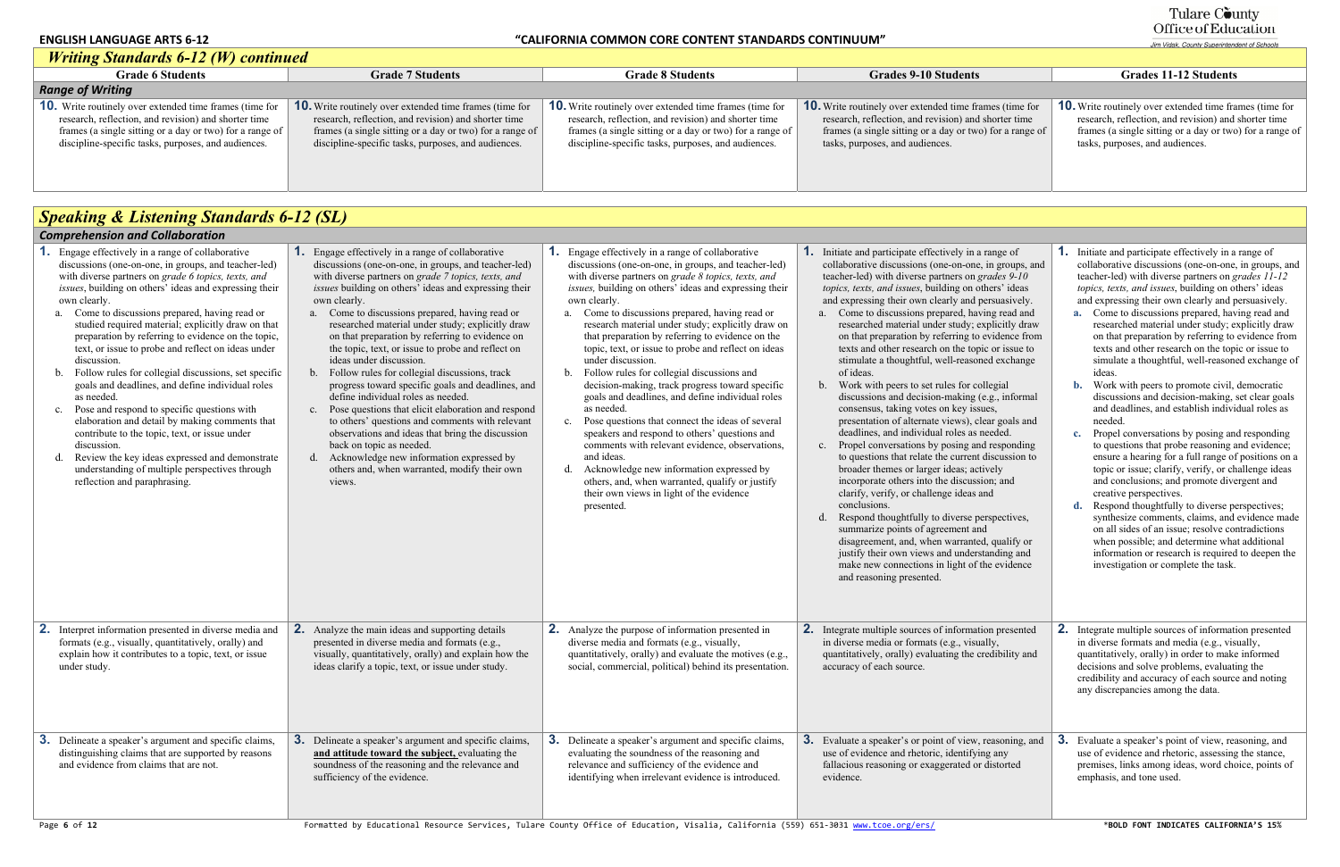## Writing Standards 6-12 (W) continued

| Grade 6 Students | Grade 7 Students | Grade 8 Students | Grades 9-10 Students | Grades 11-12 Students |
|---|---|---|---|---|
| ***Range of Writing*** | | | | |
| **10.** Write routinely over extended time frames (time for research, reflection, and revision) and shorter time frames (a single sitting or a day or two) for a range of discipline-specific tasks, purposes, and audiences. | **10.** Write routinely over extended time frames (time for research, reflection, and revision) and shorter time frames (a single sitting or a day or two) for a range of discipline-specific tasks, purposes, and audiences. | **10.** Write routinely over extended time frames (time for research, reflection, and revision) and shorter time frames (a single sitting or a day or two) for a range of discipline-specific tasks, purposes, and audiences. | **10.** Write routinely over extended time frames (time for research, reflection, and revision) and shorter time frames (a single sitting or a day or two) for a range of tasks, purposes, and audiences. | **10.** Write routinely over extended time frames (time for research, reflection, and revision) and shorter time frames (a single sitting or a day or two) for a range of tasks, purposes, and audiences. |

## Speaking & Listening Standards 6-12 (SL)

| Grade 6 Students | Grade 7 Students | Grade 8 Students | Grades 9-10 Students | Grades 11-12 Students |
|---|---|---|---|---|
| ***Comprehension and Collaboration*** | | | | |
| **1.** Engage effectively in a range of collaborative discussions (one-on-one, in groups, and teacher-led) with diverse partners on *grade 6 topics, texts, and issues*, building on others' ideas and expressing their own clearly.<br>a. Come to discussions prepared, having read or studied required material; explicitly draw on that preparation by referring to evidence on the topic, text, or issue to probe and reflect on ideas under discussion.<br>b. Follow rules for collegial discussions, set specific goals and deadlines, and define individual roles as needed.<br>c. Pose and respond to specific questions with elaboration and detail by making comments that contribute to the topic, text, or issue under discussion.<br>d. Review the key ideas expressed and demonstrate understanding of multiple perspectives through reflection and paraphrasing. | **1.** Engage effectively in a range of collaborative discussions (one-on-one, in groups, and teacher-led) with diverse partners on *grade 7 topics, texts, and issues* building on others' ideas and expressing their own clearly.<br>a. Come to discussions prepared, having read or researched material under study; explicitly draw on that preparation by referring to evidence on the topic, text, or issue to probe and reflect on ideas under discussion.<br>b. Follow rules for collegial discussions, track progress toward specific goals and deadlines, and define individual roles as needed.<br>c. Pose questions that elicit elaboration and respond to others' questions and comments with relevant observations and ideas that bring the discussion back on topic as needed.<br>d. Acknowledge new information expressed by others and, when warranted, modify their own views. | **1.** Engage effectively in a range of collaborative discussions (one-on-one, in groups, and teacher-led) with diverse partners on *grade 8 topics, texts, and issues,* building on others' ideas and expressing their own clearly.<br>a. Come to discussions prepared, having read or research material under study; explicitly draw on that preparation by referring to evidence on the topic, text, or issue to probe and reflect on ideas under discussion.<br>b. Follow rules for collegial discussions and decision-making, track progress toward specific goals and deadlines, and define individual roles as needed.<br>c. Pose questions that connect the ideas of several speakers and respond to others' questions and comments with relevant evidence, observations, and ideas.<br>d. Acknowledge new information expressed by others, and, when warranted, qualify or justify their own views in light of the evidence presented. | **1.** Initiate and participate effectively in a range of collaborative discussions (one-on-one, in groups, and teacher-led) with diverse partners on *grades 9-10 topics, texts, and issues*, building on others' ideas and expressing their own clearly and persuasively.<br>a. Come to discussions prepared, having read and researched material under study; explicitly draw on that preparation by referring to evidence from texts and other research on the topic or issue to stimulate a thoughtful, well-reasoned exchange of ideas.<br>b. Work with peers to set rules for collegial discussions and decision-making (e.g., informal consensus, taking votes on key issues, presentation of alternate views), clear goals and deadlines, and individual roles as needed.<br>c. Propel conversations by posing and responding to questions that relate the current discussion to broader themes or larger ideas; actively incorporate others into the discussion; and clarify, verify, or challenge ideas and conclusions.<br>d. Respond thoughtfully to diverse perspectives, summarize points of agreement and disagreement, and, when warranted, qualify or justify their own views and understanding and make new connections in light of the evidence and reasoning presented. | **1.** Initiate and participate effectively in a range of collaborative discussions (one-on-one, in groups, and teacher-led) with diverse partners on *grades 11-12 topics, texts, and issues*, building on others' ideas and expressing their own clearly and persuasively.<br>**a.** Come to discussions prepared, having read and researched material under study; explicitly draw on that preparation by referring to evidence from texts and other research on the topic or issue to simulate a thoughtful, well-reasoned exchange of ideas.<br>**b.** Work with peers to promote civil, democratic discussions and decision-making, set clear goals and deadlines, and establish individual roles as needed.<br>**c.** Propel conversations by posing and responding to questions that probe reasoning and evidence; ensure a hearing for a full range of positions on a topic or issue; clarify, verify, or challenge ideas and conclusions; and promote divergent and creative perspectives.<br>**d.** Respond thoughtfully to diverse perspectives; synthesize comments, claims, and evidence made on all sides of an issue; resolve contradictions when possible; and determine what additional information or research is required to deepen the investigation or complete the task. |
| **2.** Interpret information presented in diverse media and formats (e.g., visually, quantitatively, orally) and explain how it contributes to a topic, text, or issue under study. | **2.** Analyze the main ideas and supporting details presented in diverse media and formats (e.g., visually, quantitatively, orally) and explain how the ideas clarify a topic, text, or issue under study. | **2.** Analyze the purpose of information presented in diverse media and formats (e.g., visually, quantitatively, orally) and evaluate the motives (e.g., social, commercial, political) behind its presentation. | **2.** Integrate multiple sources of information presented in diverse media or formats (e.g., visually, quantitatively, orally) evaluating the credibility and accuracy of each source. | **2.** Integrate multiple sources of information presented in diverse formats and media (e.g., visually, quantitatively, orally) in order to make informed decisions and solve problems, evaluating the credibility and accuracy of each source and noting any discrepancies among the data. |
| **3.** Delineate a speaker's argument and specific claims, distinguishing claims that are supported by reasons and evidence from claims that are not. | **3.** Delineate a speaker's argument and specific claims, **and attitude toward the subject,** evaluating the soundness of the reasoning and the relevance and sufficiency of the evidence. | **3.** Delineate a speaker's argument and specific claims, evaluating the soundness of the reasoning and relevance and sufficiency of the evidence and identifying when irrelevant evidence is introduced. | **3.** Evaluate a speaker's or point of view, reasoning, and use of evidence and rhetoric, identifying any fallacious reasoning or exaggerated or distorted evidence. | **3.** Evaluate a speaker's point of view, reasoning, and use of evidence and rhetoric, assessing the stance, premises, links among ideas, word choice, points of emphasis, and tone used. |

*BOLD FONT INDICATES CALIFORNIA'S 15%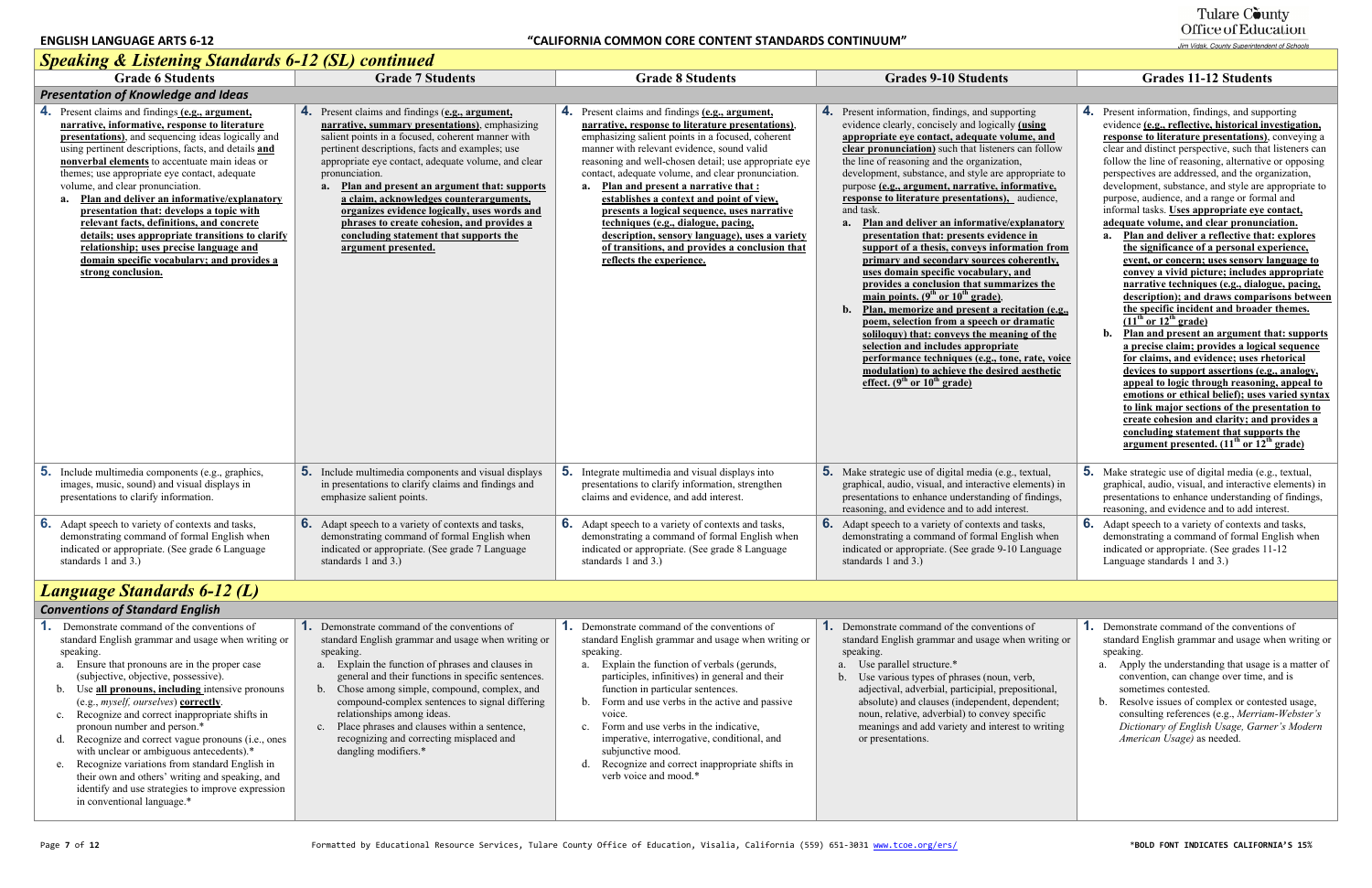## Speaking & Listening Standards 6-12 (SL) continued

| Grade 6 Students | Grade 7 Students | Grade 8 Students | Grades 9-10 Students | Grades 11-12 Students |
|---|---|---|---|---|
| ***Presentation of Knowledge and Ideas*** | | | | |
| **4.** Present claims and findings **(e.g., argument, narrative, informative, response to literature presentations)**, and sequencing ideas logically and using pertinent descriptions, facts, and details **and nonverbal elements** to accentuate main ideas or themes; use appropriate eye contact, adequate volume, and clear pronunciation. **a. Plan and deliver an informative/explanatory presentation that: develops a topic with relevant facts, definitions, and concrete details; uses appropriate transitions to clarify relationship; uses precise language and domain specific vocabulary; and provides a strong conclusion.** | **4.** Present claims and findings **(e.g., argument, narrative, summary presentations)**, emphasizing salient points in a focused, coherent manner with pertinent descriptions, facts and examples; use appropriate eye contact, adequate volume, and clear pronunciation. **a. Plan and present an argument that: supports a claim, acknowledges counterarguments, organizes evidence logically, uses words and phrases to create cohesion, and provides a concluding statement that supports the argument presented.** | **4.** Present claims and findings **(e.g., argument, narrative, response to literature presentations)**, emphasizing salient points in a focused, coherent manner with relevant evidence, sound valid reasoning and well-chosen detail; use appropriate eye contact, adequate volume, and clear pronunciation. **a. Plan and present a narrative that : establishes a context and point of view, presents a logical sequence, uses narrative techniques (e.g., dialogue, pacing, description, sensory language), uses a variety of transitions, and provides a conclusion that reflects the experience.** | **4.** Present information, findings, and supporting evidence clearly, concisely and logically **(using appropriate eye contact, adequate volume, and clear pronunciation)** such that listeners can follow the line of reasoning and the organization, development, substance, and style are appropriate to purpose **(e.g., argument, narrative, informative, response to literature presentations)**, audience, and task. **a. Plan and deliver an informative/explanatory presentation that: presents evidence in support of a thesis, conveys information from primary and secondary sources coherently, uses domain specific vocabulary, and provides a conclusion that summarizes the main points. (9th or 10th grade)** **b. Plan, memorize and present a recitation (e.g., poem, selection from a speech or dramatic soliloquy) that: conveys the meaning of the selection and includes appropriate performance techniques (e.g., tone, rate, voice modulation) to achieve the desired aesthetic effect. (9th or 10th grade)** | **4.** Present information, findings, and supporting evidence **(e.g., reflective, historical investigation, response to literature presentations)**, conveying a clear and distinct perspective, such that listeners can follow the line of reasoning, alternative or opposing perspectives are addressed, and the organization, development, substance, and style are appropriate to purpose, audience, and a range or formal and informal tasks. **Use appropriate eye contact, adequate volume and clear pronunciation.** **a. Plan and deliver a reflective that: explores the significance of a personal experience, event, or concern; uses sensory language to convey a vivid picture; includes appropriate narrative techniques (e.g., dialogue, pacing, description); and draws comparisons between the specific incident and broader themes. (11th or 12th grade)** **b. Plan and present an argument that: supports a precise claim; provides a logical sequence for claims, and evidence; uses rhetorical devices to support assertions (e.g., analogy, appeal to logic through reasoning, appeal to emotions or ethical belief); uses varied syntax to link major sections of the presentation to create cohesion and clarity; and provides a concluding statement that supports the argument presented. (11th or 12th grade)** |
| **5.** Include multimedia components (e.g., graphics, images, music, sound) and visual displays in presentations to clarify information. | **5.** Include multimedia components and visual displays in presentations to clarify claims and findings and emphasize salient points. | **5.** Integrate multimedia and visual displays into presentations to clarify information, strengthen claims and evidence, and add interest. | **5.** Make strategic use of digital media (e.g., textual, graphical, audio, visual, and interactive elements) in presentations to enhance understanding of findings, reasoning, and evidence and to add interest. | **5.** Make strategic use of digital media (e.g., textual, graphical, audio, visual, and interactive elements) in presentations to enhance understanding of findings, reasoning, and evidence and to add interest. |
| **6.** Adapt speech to variety of contexts and tasks, demonstrating command of formal English when indicated or appropriate. (See grade 6 Language standards 1 and 3.) | **6.** Adapt speech to a variety of contexts and tasks, demonstrating command of formal English when indicated or appropriate. (See grade 7 Language standards 1 and 3.) | **6.** Adapt speech to a variety of contexts and tasks, demonstrating a command of formal English when indicated or appropriate. (See grade 8 Language standards 1 and 3.) | **6.** Adapt speech to a variety of contexts and tasks, demonstrating a command of formal English when indicated or appropriate. (See grade 9-10 Language standards 1 and 3.) | **6.** Adapt speech to a variety of contexts and tasks, demonstrating a command of formal English when indicated or appropriate. (See grades 11-12 Language standards 1 and 3.) |

## Language Standards 6-12 (L)

| Grade 6 Students | Grade 7 Students | Grade 8 Students | Grades 9-10 Students | Grades 11-12 Students |
|---|---|---|---|---|
| ***Conventions of Standard English*** | | | | |
| **1.** Demonstrate command of the conventions of standard English grammar and usage when writing or speaking. a. Ensure that pronouns are in the proper case (subjective, objective, possessive). b. Use **all pronouns, including** intensive pronouns (e.g., *myself, ourselves*) **correctly**. c. Recognize and correct inappropriate shifts in pronoun number and person.* d. Recognize and correct vague pronouns (i.e., ones with unclear or ambiguous antecedents).* e. Recognize variations from standard English in their own and others' writing and speaking, and identify and use strategies to improve expression in conventional language.* | **1.** Demonstrate command of the conventions of standard English grammar and usage when writing or speaking. a. Explain the function of phrases and clauses in general and their functions in specific sentences. b. Chose among simple, compound, complex, and compound-complex sentences to signal differing relationships among ideas. c. Place phrases and clauses within a sentence, recognizing and correcting misplaced and dangling modifiers.* | **1.** Demonstrate command of the conventions of standard English grammar and usage when writing or speaking. a. Explain the function of verbals (gerunds, participles, infinitives) in general and their function in particular sentences. b. Form and use verbs in the active and passive voice. c. Form and use verbs in the indicative, imperative, interrogative, conditional, and subjunctive mood. d. Recognize and correct inappropriate shifts in verb voice and mood.* | **1.** Demonstrate command of the conventions of standard English grammar and usage when writing or speaking. a. Use parallel structure.* b. Use various types of phrases (noun, verb, adjectival, adverbial, participial, prepositional, absolute) and clauses (independent, dependent; noun, relative, adverbial) to convey specific meanings and add variety and interest to writing or presentations. | **1.** Demonstrate command of the conventions of standard English grammar and usage when writing or speaking. a. Apply the understanding that usage is a matter of convention, can change over time, and is sometimes contested. b. Resolve issues of complex or contested usage, consulting references (e.g., *Merriam-Webster's Dictionary of English Usage, Garner's Modern American Usage)* as needed. |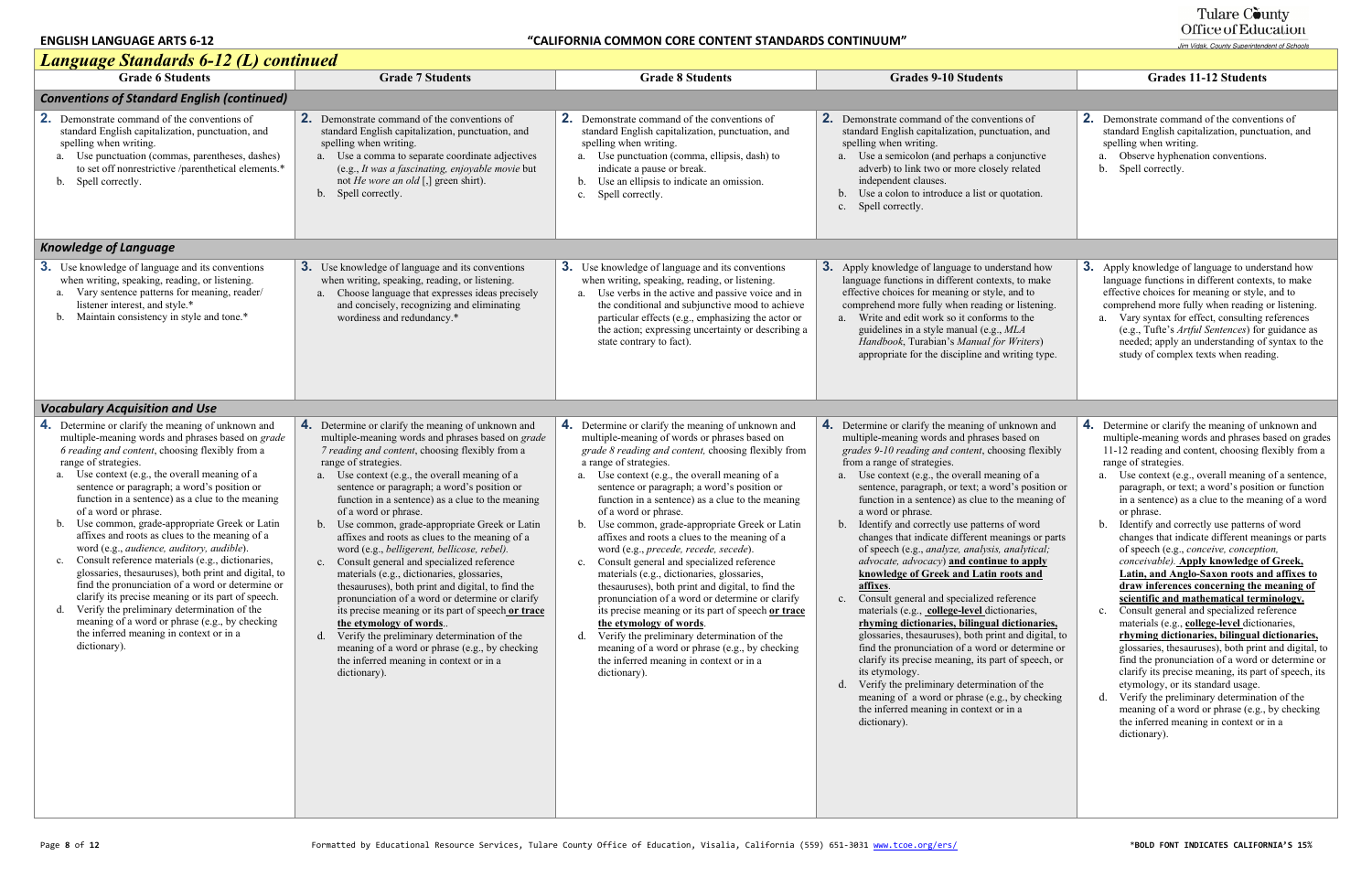## *Language Standards 6-12 (L) continued*

| Grade 6 Students | Grade 7 Students | Grade 8 Students | Grades 9-10 Students | Grades 11-12 Students |
|---|---|---|---|---|
| ***Conventions of Standard English (continued)*** | | | | |
| **2.** Demonstrate command of the conventions of standard English capitalization, punctuation, and spelling when writing.<br>a. Use punctuation (commas, parentheses, dashes) to set off nonrestrictive /parenthetical elements.*<br>b. Spell correctly. | **2.** Demonstrate command of the conventions of standard English capitalization, punctuation, and spelling when writing.<br>a. Use a comma to separate coordinate adjectives (e.g., *It was a fascinating, enjoyable movie* but not *He wore an old* [,] green shirt).<br>b. Spell correctly. | **2.** Demonstrate command of the conventions of standard English capitalization, punctuation, and spelling when writing.<br>a. Use punctuation (comma, ellipsis, dash) to indicate a pause or break.<br>b. Use an ellipsis to indicate an omission.<br>c. Spell correctly. | **2.** Demonstrate command of the conventions of standard English capitalization, punctuation, and spelling when writing.<br>a. Use a semicolon (and perhaps a conjunctive adverb) to link two or more closely related independent clauses.<br>b. Use a colon to introduce a list or quotation.<br>c. Spell correctly. | **2.** Demonstrate command of the conventions of standard English capitalization, punctuation, and spelling when writing.<br>a. Observe hyphenation conventions.<br>b. Spell correctly. |
| ***Knowledge of Language*** | | | | |
| **3.** Use knowledge of language and its conventions when writing, speaking, reading, or listening.<br>a. Vary sentence patterns for meaning, reader/ listener interest, and style.*<br>b. Maintain consistency in style and tone.* | **3.** Use knowledge of language and its conventions when writing, speaking, reading, or listening.<br>a. Choose language that expresses ideas precisely and concisely, recognizing and eliminating wordiness and redundancy.* | **3.** Use knowledge of language and its conventions when writing, speaking, reading, or listening.<br>a. Use verbs in the active and passive voice and in the conditional and subjunctive mood to achieve particular effects (e.g., emphasizing the actor or the action; expressing uncertainty or describing a state contrary to fact). | **3.** Apply knowledge of language to understand how language functions in different contexts, to make effective choices for meaning or style, and to comprehend more fully when reading or listening.<br>a. Write and edit work so it conforms to the guidelines in a style manual (e.g., *MLA Handbook*, Turabian's *Manual for Writers*) appropriate for the discipline and writing type. | **3.** Apply knowledge of language to understand how language functions in different contexts, to make effective choices for meaning or style, and to comprehend more fully when reading or listening.<br>a. Vary syntax for effect, consulting references (e.g., Tufte's *Artful Sentences*) for guidance as needed; apply an understanding of syntax to the study of complex texts when reading. |
| ***Vocabulary Acquisition and Use*** | | | | |
| **4.** Determine or clarify the meaning of unknown and multiple-meaning words and phrases based on *grade 6 reading and content*, choosing flexibly from a range of strategies.<br>a. Use context (e.g., the overall meaning of a sentence or paragraph; a word's position or function in a sentence) as a clue to the meaning of a word or phrase.<br>b. Use common, grade-appropriate Greek or Latin affixes and roots as clues to the meaning of a word (e.g., *audience, auditory, audible*).<br>c. Consult reference materials (e.g., dictionaries, glossaries, thesauruses), both print and digital, to find the pronunciation of a word or determine or clarify its precise meaning or its part of speech.<br>d. Verify the preliminary determination of the meaning of a word or phrase (e.g., by checking the inferred meaning in context or in a dictionary). | **4.** Determine or clarify the meaning of unknown and multiple-meaning words and phrases based on *grade 7 reading and content*, choosing flexibly from a range of strategies.<br>a. Use context (e.g., the overall meaning of a sentence or paragraph; a word's position or function in a sentence) as a clue to the meaning of a word or phrase.<br>b. Use common, grade-appropriate Greek or Latin affixes and roots as clues to the meaning of a word (e.g., *belligerent, bellicose, rebel).*<br>c. Consult general and specialized reference materials (e.g., dictionaries, glossaries, thesauruses), both print and digital, to find the pronunciation of a word or determine or clarify its precise meaning or its part of speech **or trace the etymology of words**..<br>d. Verify the preliminary determination of the meaning of a word or phrase (e.g., by checking the inferred meaning in context or in a dictionary). | **4.** Determine or clarify the meaning of unknown and multiple-meaning of words or phrases based on *grade 8 reading and content,* choosing flexibly from a range of strategies.<br>a. Use context (e.g., the overall meaning of a sentence or paragraph; a word's position or function in a sentence) as a clue to the meaning of a word or phrase.<br>b. Use common, grade-appropriate Greek or Latin affixes and roots as clues to the meaning of a word (e.g., *precede, recede, secede*).<br>c. Consult general and specialized reference materials (e.g., dictionaries, glossaries, thesauruses), both print and digital, to find the pronunciation of a word or determine or clarify its precise meaning or its part of speech **or trace the etymology of words**.<br>d. Verify the preliminary determination of the meaning of a word or phrase (e.g., by checking the inferred meaning in context or in a dictionary). | **4.** Determine or clarify the meaning of unknown and multiple-meaning words and phrases based on *grades 9-10 reading and content*, choosing flexibly from a range of strategies.<br>a. Use context (e.g., the overall meaning of a sentence, paragraph, or text; a word's position or function in a sentence) as clue to the meaning of a word or phrase.<br>b. Identify and correctly use patterns of word changes that indicate different meanings or parts of speech (e.g., *analyze, analysis, analytical; advocate, advocacy*) **and continue to apply knowledge of Greek and Latin roots and affixes**.<br>c. Consult general and specialized reference materials (e.g., **college-level** dictionaries, **rhyming dictionaries, bilingual dictionaries,** glossaries, thesauruses), both print and digital, to find the pronunciation of a word or determine or clarify its precise meaning, its part of speech, or its etymology.<br>d. Verify the preliminary determination of the meaning of a word or phrase (e.g., by checking the inferred meaning in context or in a dictionary). | **4.** Determine or clarify the meaning of unknown and multiple-meaning words and phrases based on grades 11-12 reading and content, choosing flexibly from a range of strategies.<br>a. Use context (e.g., overall meaning of a sentence, paragraph, or text; a word's position or function in a sentence) as a clue to the meaning of a word or phrase.<br>b. Identify and correctly use patterns of word changes that indicate different meanings or parts of speech (e.g., *conceive, conception, conceivable).* **Apply knowledge of Greek, Latin, and Anglo-Saxon roots and affixes to draw inferences concerning the meaning of scientific and mathematical terminology.**<br>c. Consult general and specialized reference materials (e.g., **college-level** dictionaries, **rhyming dictionaries, bilingual dictionaries,** glossaries, thesauruses), both print and digital, to find the pronunciation of a word or determine or clarify its precise meaning, its part of speech, its etymology, or its standard usage.<br>d. Verify the preliminary determination of the meaning of a word or phrase (e.g., by checking the inferred meaning in context or in a dictionary). |

Formatted by Educational Resource Services, Tulare County Office of Education, Visalia, California (559) 651-3031 www.tcoe.org/ers/

*BOLD FONT INDICATES CALIFORNIA'S 15%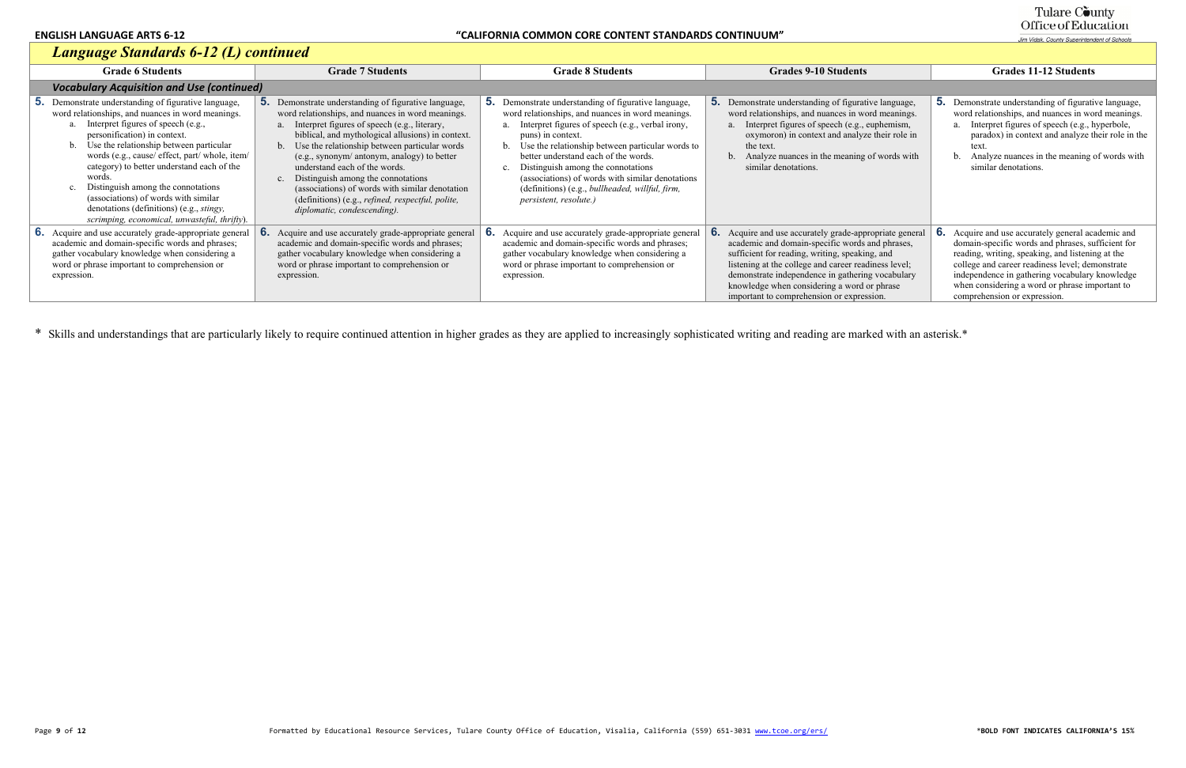ENGLISH LANGUAGE ARTS 6-12 — "CALIFORNIA COMMON CORE CONTENT STANDARDS CONTINUUM"

## *Language Standards 6-12 (L) continued*

| Grade 6 Students | Grade 7 Students | Grade 8 Students | Grades 9-10 Students | Grades 11-12 Students |
|---|---|---|---|---|
| ***Vocabulary Acquisition and Use (continued)*** | | | | |
| **5.** Demonstrate understanding of figurative language, word relationships, and nuances in word meanings. a. Interpret figures of speech (e.g., personification) in context. b. Use the relationship between particular words (e.g., cause/ effect, part/ whole, item/ category) to better understand each of the words. c. Distinguish among the connotations (associations) of words with similar denotations (definitions) (e.g., *stingy, scrimping, economical, unwasteful, thrifty*). | **5.** Demonstrate understanding of figurative language, word relationships, and nuances in word meanings. a. Interpret figures of speech (e.g., literary, biblical, and mythological allusions) in context. b. Use the relationship between particular words (e.g., synonym/ antonym, analogy) to better understand each of the words. c. Distinguish among the connotations (associations) of words with similar denotation (definitions) (e.g., *refined, respectful, polite, diplomatic, condescending).* | **5.** Demonstrate understanding of figurative language, word relationships, and nuances in word meanings. a. Interpret figures of speech (e.g., verbal irony, puns) in context. b. Use the relationship between particular words to better understand each of the words. c. Distinguish among the connotations (associations) of words with similar denotations (definitions) (e.g., *bullheaded, willful, firm, persistent, resolute.)* | **5.** Demonstrate understanding of figurative language, word relationships, and nuances in word meanings. a. Interpret figures of speech (e.g., euphemism, oxymoron) in context and analyze their role in the text. b. Analyze nuances in the meaning of words with similar denotations. | **5.** Demonstrate understanding of figurative language, word relationships, and nuances in word meanings. a. Interpret figures of speech (e.g., hyperbole, paradox) in context and analyze their role in the text. b. Analyze nuances in the meaning of words with similar denotations. |
| **6.** Acquire and use accurately grade-appropriate general academic and domain-specific words and phrases; gather vocabulary knowledge when considering a word or phrase important to comprehension or expression. | **6.** Acquire and use accurately grade-appropriate general academic and domain-specific words and phrases; gather vocabulary knowledge when considering a word or phrase important to comprehension or expression. | **6.** Acquire and use accurately grade-appropriate general academic and domain-specific words and phrases; gather vocabulary knowledge when considering a word or phrase important to comprehension or expression. | **6.** Acquire and use accurately grade-appropriate general academic and domain-specific words and phrases, sufficient for reading, writing, speaking, and listening at the college and career readiness level; demonstrate independence in gathering vocabulary knowledge when considering a word or phrase important to comprehension or expression. | **6.** Acquire and use accurately general academic and domain-specific words and phrases, sufficient for reading, writing, speaking, and listening at the college and career readiness level; demonstrate independence in gathering vocabulary knowledge when considering a word or phrase important to comprehension or expression. |

\* Skills and understandings that are particularly likely to require continued attention in higher grades as they are applied to increasingly sophisticated writing and reading are marked with an asterisk.*

Formatted by Educational Resource Services, Tulare County Office of Education, Visalia, California (559) 651-3031 www.tcoe.org/ers/

**\*BOLD FONT INDICATES CALIFORNIA'S 15%**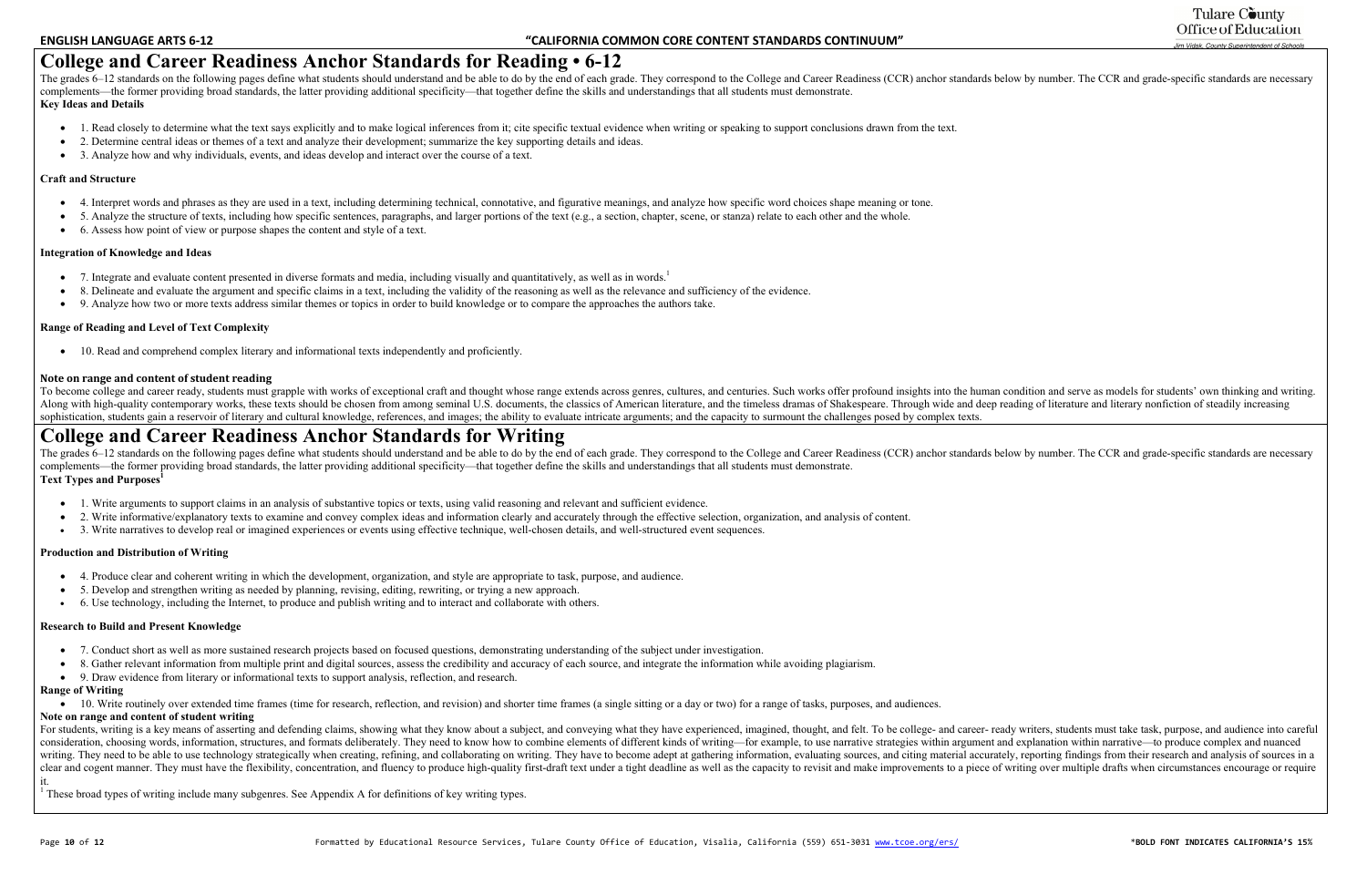# College and Career Readiness Anchor Standards for Reading • 6-12

The grades 6–12 standards on the following pages define what students should understand and be able to do by the end of each grade. They correspond to the College and Career Readiness (CCR) anchor standards below by number. The CCR and grade-specific standards are necessary complements—the former providing broad standards, the latter providing additional specificity—that together define the skills and understandings that all students must demonstrate.

**Key Ideas and Details**

- 1. Read closely to determine what the text says explicitly and to make logical inferences from it; cite specific textual evidence when writing or speaking to support conclusions drawn from the text.
- 2. Determine central ideas or themes of a text and analyze their development; summarize the key supporting details and ideas.
- 3. Analyze how and why individuals, events, and ideas develop and interact over the course of a text.

**Craft and Structure**

- 4. Interpret words and phrases as they are used in a text, including determining technical, connotative, and figurative meanings, and analyze how specific word choices shape meaning or tone.
- 5. Analyze the structure of texts, including how specific sentences, paragraphs, and larger portions of the text (e.g., a section, chapter, scene, or stanza) relate to each other and the whole.
- 6. Assess how point of view or purpose shapes the content and style of a text.

**Integration of Knowledge and Ideas**

- 7. Integrate and evaluate content presented in diverse formats and media, including visually and quantitatively, as well as in words.[1]
- 8. Delineate and evaluate the argument and specific claims in a text, including the validity of the reasoning as well as the relevance and sufficiency of the evidence.
- 9. Analyze how two or more texts address similar themes or topics in order to build knowledge or to compare the approaches the authors take.

**Range of Reading and Level of Text Complexity**

- 10. Read and comprehend complex literary and informational texts independently and proficiently.

**Note on range and content of student reading**

To become college and career ready, students must grapple with works of exceptional craft and thought whose range extends across genres, cultures, and centuries. Such works offer profound insights into the human condition and serve as models for students' own thinking and writing. Along with high-quality contemporary works, these texts should be chosen from among seminal U.S. documents, the classics of American literature, and the timeless dramas of Shakespeare. Through wide and deep reading of literature and literary nonfiction of steadily increasing sophistication, students gain a reservoir of literary and cultural knowledge, references, and images; the ability to evaluate intricate arguments; and the capacity to surmount the challenges posed by complex texts.

# College and Career Readiness Anchor Standards for Writing

The grades 6–12 standards on the following pages define what students should understand and be able to do by the end of each grade. They correspond to the College and Career Readiness (CCR) anchor standards below by number. The CCR and grade-specific standards are necessary complements—the former providing broad standards, the latter providing additional specificity—that together define the skills and understandings that all students must demonstrate.

**Text Types and Purposes[1]**

- 1. Write arguments to support claims in an analysis of substantive topics or texts, using valid reasoning and relevant and sufficient evidence.
- 2. Write informative/explanatory texts to examine and convey complex ideas and information clearly and accurately through the effective selection, organization, and analysis of content.
- 3. Write narratives to develop real or imagined experiences or events using effective technique, well-chosen details, and well-structured event sequences.

**Production and Distribution of Writing**

- 4. Produce clear and coherent writing in which the development, organization, and style are appropriate to task, purpose, and audience.
- 5. Develop and strengthen writing as needed by planning, revising, editing, rewriting, or trying a new approach.
- 6. Use technology, including the Internet, to produce and publish writing and to interact and collaborate with others.

**Research to Build and Present Knowledge**

- 7. Conduct short as well as more sustained research projects based on focused questions, demonstrating understanding of the subject under investigation.
- 8. Gather relevant information from multiple print and digital sources, assess the credibility and accuracy of each source, and integrate the information while avoiding plagiarism.
- 9. Draw evidence from literary or informational texts to support analysis, reflection, and research.

**Range of Writing**

- 10. Write routinely over extended time frames (time for research, reflection, and revision) and shorter time frames (a single sitting or a day or two) for a range of tasks, purposes, and audiences.

**Note on range and content of student writing**

For students, writing is a key means of asserting and defending claims, showing what they know about a subject, and conveying what they have experienced, imagined, thought, and felt. To be college- and career- ready writers, students must take task, purpose, and audience into careful consideration, choosing words, information, structures, and formats deliberately. They need to know how to combine elements of different kinds of writing—for example, to use narrative strategies within argument and explanation within narrative—to produce complex and nuanced writing. They need to be able to use technology strategically when creating, refining, and collaborating on writing. They have to become adept at gathering information, evaluating sources, and citing material accurately, reporting findings from their research and analysis of sources in a clear and cogent manner. They must have the flexibility, concentration, and fluency to produce high-quality first-draft text under a tight deadline as well as the capacity to revisit and make improvements to a piece of writing over multiple drafts when circumstances encourage or require it.

[1] These broad types of writing include many subgenres. See Appendix A for definitions of key writing types.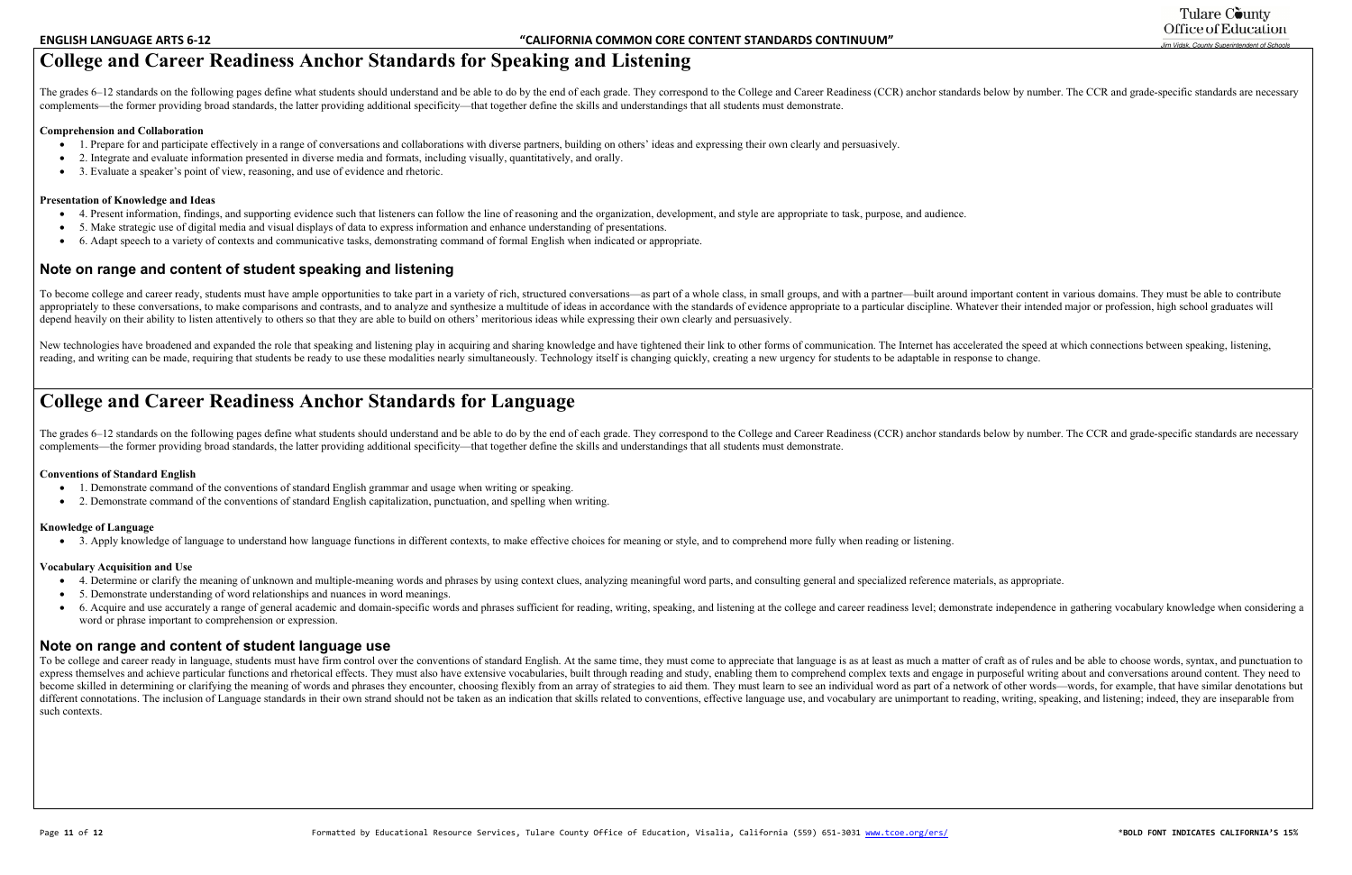# College and Career Readiness Anchor Standards for Speaking and Listening

The grades 6–12 standards on the following pages define what students should understand and be able to do by the end of each grade. They correspond to the College and Career Readiness (CCR) anchor standards below by number. The CCR and grade-specific standards are necessary complements—the former providing broad standards, the latter providing additional specificity—that together define the skills and understandings that all students must demonstrate.

**Comprehension and Collaboration**

- 1. Prepare for and participate effectively in a range of conversations and collaborations with diverse partners, building on others' ideas and expressing their own clearly and persuasively.
- 2. Integrate and evaluate information presented in diverse media and formats, including visually, quantitatively, and orally.
- 3. Evaluate a speaker's point of view, reasoning, and use of evidence and rhetoric.

**Presentation of Knowledge and Ideas**

- 4. Present information, findings, and supporting evidence such that listeners can follow the line of reasoning and the organization, development, and style are appropriate to task, purpose, and audience.
- 5. Make strategic use of digital media and visual displays of data to express information and enhance understanding of presentations.
- 6. Adapt speech to a variety of contexts and communicative tasks, demonstrating command of formal English when indicated or appropriate.

## Note on range and content of student speaking and listening

To become college and career ready, students must have ample opportunities to take part in a variety of rich, structured conversations—as part of a whole class, in small groups, and with a partner—built around important content in various domains. They must be able to contribute appropriately to these conversations, to make comparisons and contrasts, and to analyze and synthesize a multitude of ideas in accordance with the standards of evidence appropriate to a particular discipline. Whatever their intended major or profession, high school graduates will depend heavily on their ability to listen attentively to others so that they are able to build on others' meritorious ideas while expressing their own clearly and persuasively.

New technologies have broadened and expanded the role that speaking and listening play in acquiring and sharing knowledge and have tightened their link to other forms of communication. The Internet has accelerated the speed at which connections between speaking, listening, reading, and writing can be made, requiring that students be ready to use these modalities nearly simultaneously. Technology itself is changing quickly, creating a new urgency for students to be adaptable in response to change.

# College and Career Readiness Anchor Standards for Language

The grades 6–12 standards on the following pages define what students should understand and be able to do by the end of each grade. They correspond to the College and Career Readiness (CCR) anchor standards below by number. The CCR and grade-specific standards are necessary complements—the former providing broad standards, the latter providing additional specificity—that together define the skills and understandings that all students must demonstrate.

**Conventions of Standard English**

- 1. Demonstrate command of the conventions of standard English grammar and usage when writing or speaking.
- 2. Demonstrate command of the conventions of standard English capitalization, punctuation, and spelling when writing.

**Knowledge of Language**

- 3. Apply knowledge of language to understand how language functions in different contexts, to make effective choices for meaning or style, and to comprehend more fully when reading or listening.

**Vocabulary Acquisition and Use**

- 4. Determine or clarify the meaning of unknown and multiple-meaning words and phrases by using context clues, analyzing meaningful word parts, and consulting general and specialized reference materials, as appropriate.
- 5. Demonstrate understanding of word relationships and nuances in word meanings.
- 6. Acquire and use accurately a range of general academic and domain-specific words and phrases sufficient for reading, writing, speaking, and listening at the college and career readiness level; demonstrate independence in gathering vocabulary knowledge when considering a word or phrase important to comprehension or expression.

## Note on range and content of student language use

To be college and career ready in language, students must have firm control over the conventions of standard English. At the same time, they must come to appreciate that language is as at least as much a matter of craft as of rules and be able to choose words, syntax, and punctuation to express themselves and achieve particular functions and rhetorical effects. They must also have extensive vocabularies, built through reading and study, enabling them to comprehend complex texts and engage in purposeful writing about and conversations around content. They need to become skilled in determining or clarifying the meaning of words and phrases they encounter, choosing flexibly from an array of strategies to aid them. They must learn to see an individual word as part of a network of other words—words, for example, that have similar denotations but different connotations. The inclusion of Language standards in their own strand should not be taken as an indication that skills related to conventions, effective language use, and vocabulary are unimportant to reading, writing, speaking, and listening; indeed, they are inseparable from such contexts.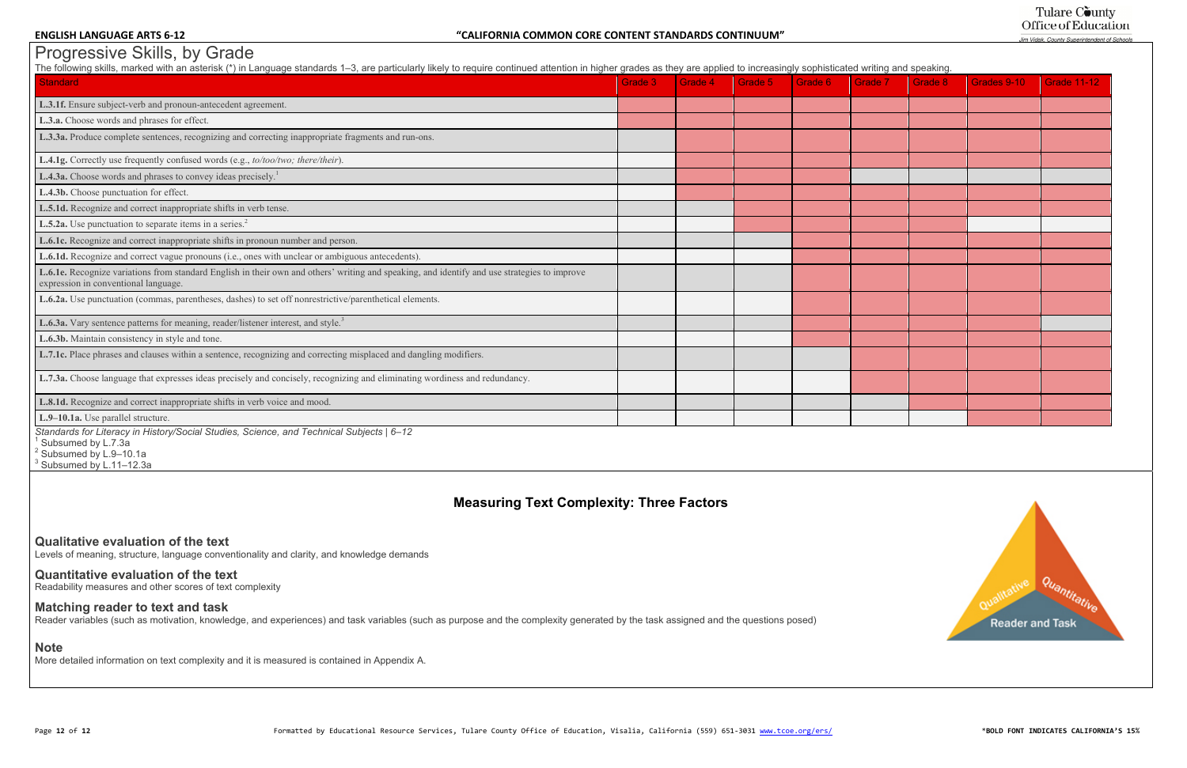# Progressive Skills, by Grade

The following skills, marked with an asterisk (*) in Language standards 1–3, are particularly likely to require continued attention in higher grades as they are applied to increasingly sophisticated writing and speaking.

(■ = shaded cell in the original table)

| Standard | Grade 3 | Grade 4 | Grade 5 | Grade 6 | Grade 7 | Grade 8 | Grades 9-10 | Grade 11-12 |
|---|---|---|---|---|---|---|---|---|
| **L.3.1f.** Ensure subject-verb and pronoun-antecedent agreement. | ■ | ■ | ■ | ■ | ■ | ■ | ■ | ■ |
| **L.3.a.** Choose words and phrases for effect. | ■ | ■ | ■ | ■ | ■ | ■ | ■ | ■ |
| **L.3.3a.** Produce complete sentences, recognizing and correcting inappropriate fragments and run-ons. | | ■ | ■ | ■ | ■ | ■ | ■ | ■ |
| **L.4.1g.** Correctly use frequently confused words (e.g., *to/too/two; there/their*). | | ■ | ■ | ■ | ■ | ■ | ■ | ■ |
| **L.4.3a.** Choose words and phrases to convey ideas precisely.[1] | | ■ | ■ | ■ | | | | |
| **L.4.3b.** Choose punctuation for effect. | | ■ | ■ | ■ | ■ | ■ | ■ | ■ |
| **L.5.1d.** Recognize and correct inappropriate shifts in verb tense. | | | ■ | ■ | ■ | ■ | ■ | ■ |
| **L.5.2a.** Use punctuation to separate items in a series.[2] | | | ■ | ■ | ■ | ■ | | |
| **L.6.1c.** Recognize and correct inappropriate shifts in pronoun number and person. | | | | ■ | ■ | ■ | ■ | ■ |
| **L.6.1d.** Recognize and correct vague pronouns (i.e., ones with unclear or ambiguous antecedents). | | | | ■ | ■ | ■ | ■ | ■ |
| **L.6.1e.** Recognize variations from standard English in their own and others' writing and speaking, and identify and use strategies to improve expression in conventional language. | | | | ■ | ■ | ■ | ■ | ■ |
| **L.6.2a.** Use punctuation (commas, parentheses, dashes) to set off nonrestrictive/parenthetical elements. | | | | ■ | ■ | ■ | ■ | ■ |
| **L.6.3a.** Vary sentence patterns for meaning, reader/listener interest, and style.[3] | | | | ■ | ■ | ■ | ■ | |
| **L.6.3b.** Maintain consistency in style and tone. | | | | ■ | ■ | ■ | ■ | ■ |
| **L.7.1c.** Place phrases and clauses within a sentence, recognizing and correcting misplaced and dangling modifiers. | | | | | ■ | ■ | ■ | ■ |
| **L.7.3a.** Choose language that expresses ideas precisely and concisely, recognizing and eliminating wordiness and redundancy. | | | | | ■ | ■ | ■ | ■ |
| **L.8.1d.** Recognize and correct inappropriate shifts in verb voice and mood. | | | | | | ■ | ■ | ■ |
| **L.9–10.1a.** Use parallel structure. | | | | | | | ■ | ■ |

*Standards for Literacy in History/Social Studies, Science, and Technical Subjects | 6–12*

[1] Subsumed by L.7.3a
[2] Subsumed by L.9–10.1a
[3] Subsumed by L.11–12.3a

## Measuring Text Complexity: Three Factors

### Qualitative evaluation of the text

Levels of meaning, structure, language conventionality and clarity, and knowledge demands

### Quantitative evaluation of the text

Readability measures and other scores of text complexity

### Matching reader to text and task

Reader variables (such as motivation, knowledge, and experiences) and task variables (such as purpose and the complexity generated by the task assigned and the questions posed)

Qualitative
Quantitative
Reader and Task

### Note

More detailed information on text complexity and it is measured is contained in Appendix A.